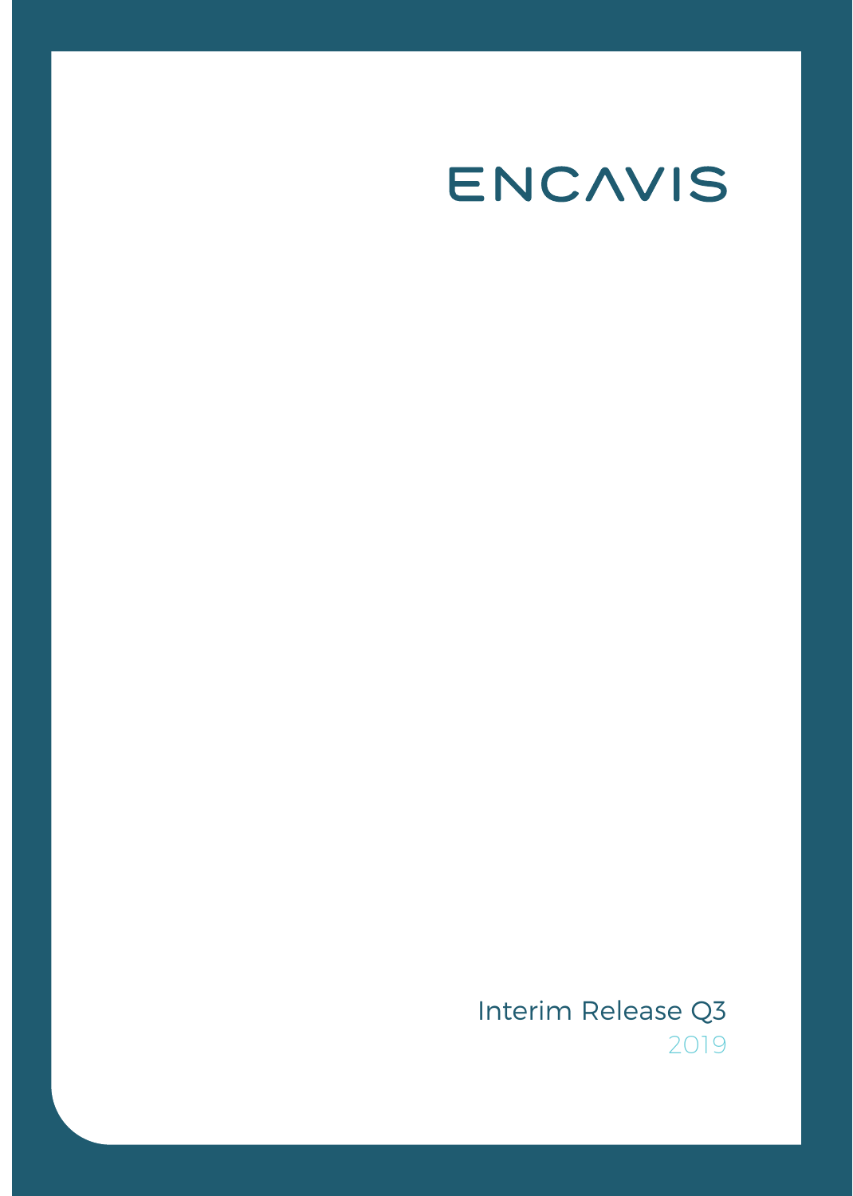ENCAVIS

# Interim Release Q3

2019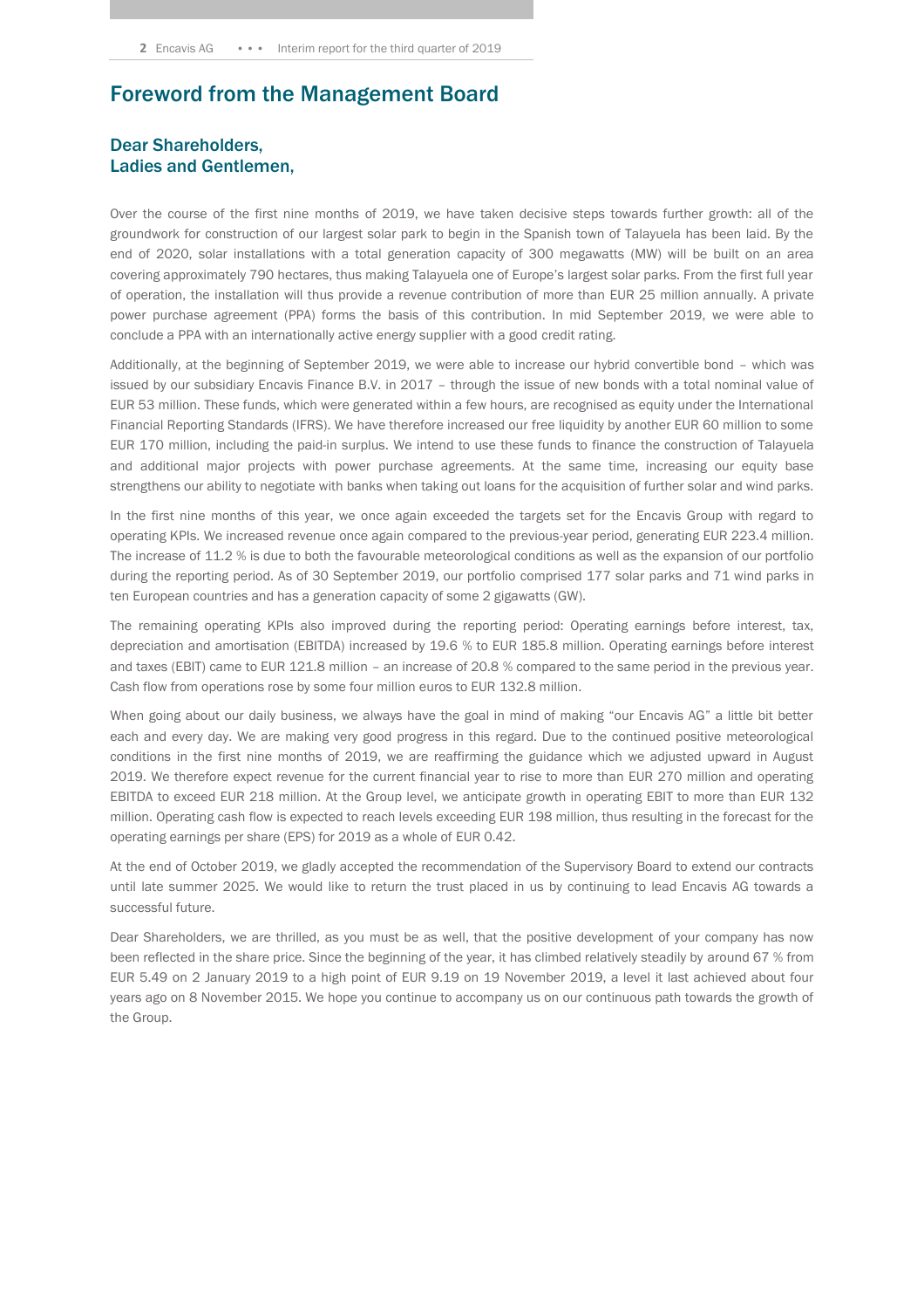# Foreword from the Management Board

## Dear Shareholders, Ladies and Gentlemen,

Over the course of the first nine months of 2019, we have taken decisive steps towards further growth: all of the groundwork for construction of our largest solar park to begin in the Spanish town of Talayuela has been laid. By the end of 2020, solar installations with a total generation capacity of 300 megawatts (MW) will be built on an area covering approximately 790 hectares, thus making Talayuela one of Europe's largest solar parks. From the first full year of operation, the installation will thus provide a revenue contribution of more than EUR 25 million annually. A private power purchase agreement (PPA) forms the basis of this contribution. In mid September 2019, we were able to conclude a PPA with an internationally active energy supplier with a good credit rating.

Additionally, at the beginning of September 2019, we were able to increase our hybrid convertible bond – which was issued by our subsidiary Encavis Finance B.V. in 2017 – through the issue of new bonds with a total nominal value of EUR 53 million. These funds, which were generated within a few hours, are recognised as equity under the International Financial Reporting Standards (IFRS). We have therefore increased our free liquidity by another EUR 60 million to some EUR 170 million, including the paid-in surplus. We intend to use these funds to finance the construction of Talayuela and additional major projects with power purchase agreements. At the same time, increasing our equity base strengthens our ability to negotiate with banks when taking out loans for the acquisition of further solar and wind parks.

In the first nine months of this year, we once again exceeded the targets set for the Encavis Group with regard to operating KPIs. We increased revenue once again compared to the previous-year period, generating EUR 223.4 million. The increase of 11.2 % is due to both the favourable meteorological conditions as well as the expansion of our portfolio during the reporting period. As of 30 September 2019, our portfolio comprised 177 solar parks and 71 wind parks in ten European countries and has a generation capacity of some 2 gigawatts (GW).

The remaining operating KPIs also improved during the reporting period: Operating earnings before interest, tax, depreciation and amortisation (EBITDA) increased by 19.6 % to EUR 185.8 million. Operating earnings before interest and taxes (EBIT) came to EUR 121.8 million – an increase of 20.8 % compared to the same period in the previous year. Cash flow from operations rose by some four million euros to EUR 132.8 million.

When going about our daily business, we always have the goal in mind of making “our Encavis AG” a little bit better each and every day. We are making very good progress in this regard. Due to the continued positive meteorological conditions in the first nine months of 2019, we are reaffirming the guidance which we adjusted upward in August 2019. We therefore expect revenue for the current financial year to rise to more than EUR 270 million and operating EBITDA to exceed EUR 218 million. At the Group level, we anticipate growth in operating EBIT to more than EUR 132 million. Operating cash flow is expected to reach levels exceeding EUR 198 million, thus resulting in the forecast for the operating earnings per share (EPS) for 2019 as a whole of EUR 0.42.

At the end of October 2019, we gladly accepted the recommendation of the Supervisory Board to extend our contracts until late summer 2025. We would like to return the trust placed in us by continuing to lead Encavis AG towards a successful future.

Dear Shareholders, we are thrilled, as you must be as well, that the positive development of your company has now been reflected in the share price. Since the beginning of the year, it has climbed relatively steadily by around 67 % from EUR 5.49 on 2 January 2019 to a high point of EUR 9.19 on 19 November 2019, a level it last achieved about four years ago on 8 November 2015. We hope you continue to accompany us on our continuous path towards the growth of the Group.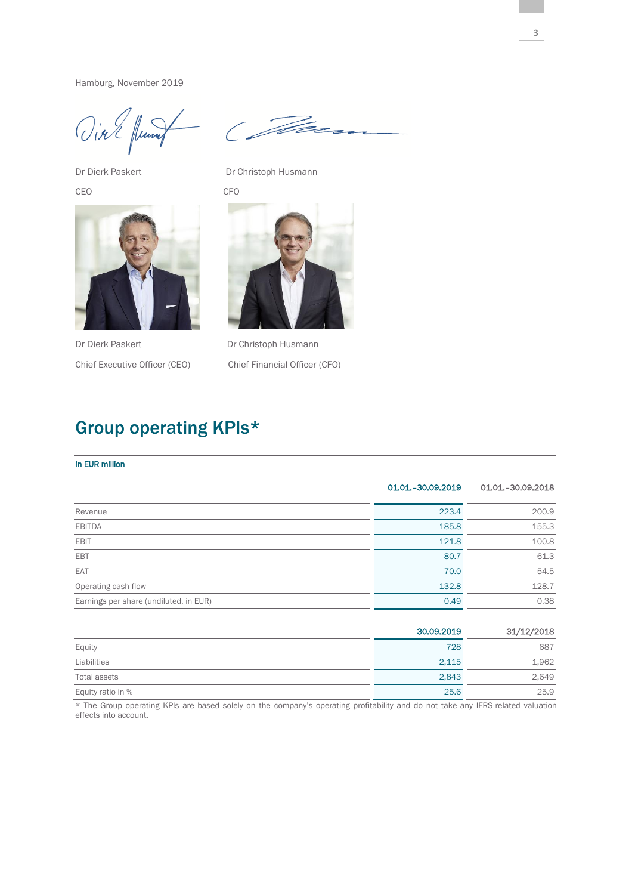Hamburg, November 2019

Dr Dierk Paskert

CEO

Dr Christoph Husmann

CFO

Dr Dierk Paskert

Chief Executive Officer (CEO)

Dr Christoph Husmann

Chief Financial Officer (CFO)

# Group operating KPIs*

**in EUR million**

| | 01.01.–30.09.2019 | 01.01.–30.09.2018 |
|---|---|---|
| Revenue | 223.4 | 200.9 |
| EBITDA | 185.8 | 155.3 |
| EBIT | 121.8 | 100.8 |
| EBT | 80.7 | 61.3 |
| EAT | 70.0 | 54.5 |
| Operating cash flow | 132.8 | 128.7 |
| Earnings per share (undiluted, in EUR) | 0.49 | 0.38 |

| | 30.09.2019 | 31/12/2018 |
|---|---|---|
| Equity | 728 | 687 |
| Liabilities | 2,115 | 1,962 |
| Total assets | 2,843 | 2,649 |
| Equity ratio in % | 25.6 | 25.9 |

* The Group operating KPIs are based solely on the company's operating profitability and do not take any IFRS-related valuation effects into account.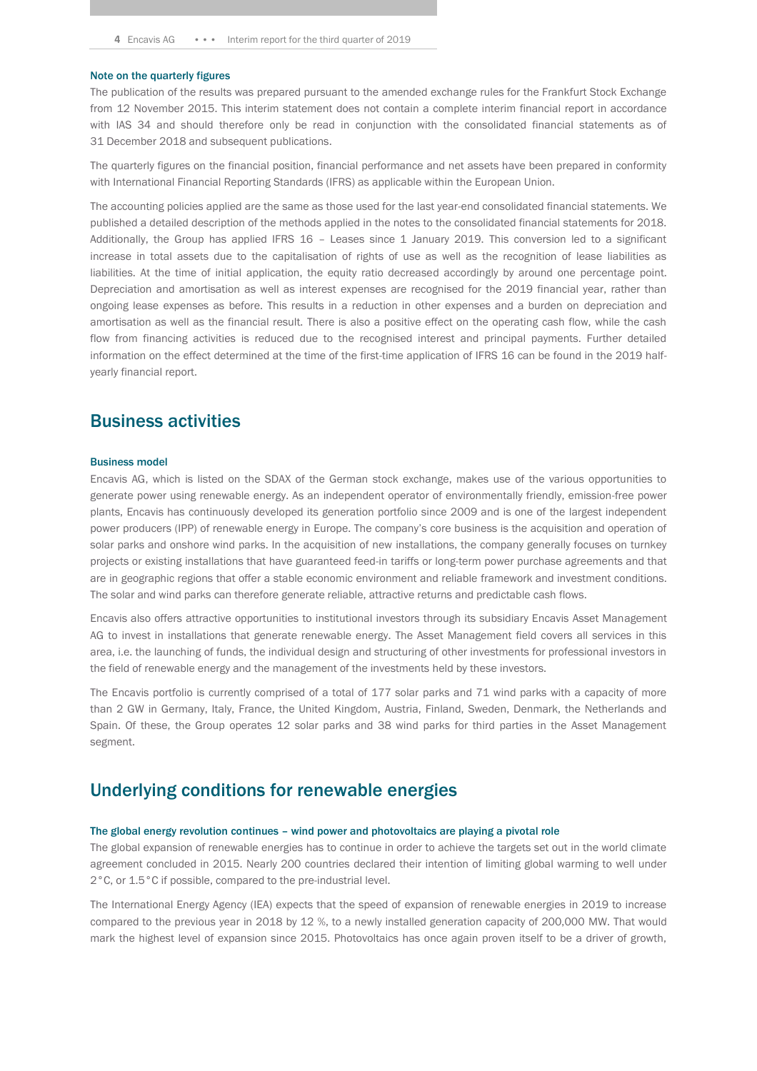### Note on the quarterly figures

The publication of the results was prepared pursuant to the amended exchange rules for the Frankfurt Stock Exchange from 12 November 2015. This interim statement does not contain a complete interim financial report in accordance with IAS 34 and should therefore only be read in conjunction with the consolidated financial statements as of 31 December 2018 and subsequent publications.

The quarterly figures on the financial position, financial performance and net assets have been prepared in conformity with International Financial Reporting Standards (IFRS) as applicable within the European Union.

The accounting policies applied are the same as those used for the last year-end consolidated financial statements. We published a detailed description of the methods applied in the notes to the consolidated financial statements for 2018. Additionally, the Group has applied IFRS 16 – Leases since 1 January 2019. This conversion led to a significant increase in total assets due to the capitalisation of rights of use as well as the recognition of lease liabilities as liabilities. At the time of initial application, the equity ratio decreased accordingly by around one percentage point. Depreciation and amortisation as well as interest expenses are recognised for the 2019 financial year, rather than ongoing lease expenses as before. This results in a reduction in other expenses and a burden on depreciation and amortisation as well as the financial result. There is also a positive effect on the operating cash flow, while the cash flow from financing activities is reduced due to the recognised interest and principal payments. Further detailed information on the effect determined at the time of the first-time application of IFRS 16 can be found in the 2019 half-yearly financial report.

## Business activities

### Business model

Encavis AG, which is listed on the SDAX of the German stock exchange, makes use of the various opportunities to generate power using renewable energy. As an independent operator of environmentally friendly, emission-free power plants, Encavis has continuously developed its generation portfolio since 2009 and is one of the largest independent power producers (IPP) of renewable energy in Europe. The company's core business is the acquisition and operation of solar parks and onshore wind parks. In the acquisition of new installations, the company generally focuses on turnkey projects or existing installations that have guaranteed feed-in tariffs or long-term power purchase agreements and that are in geographic regions that offer a stable economic environment and reliable framework and investment conditions. The solar and wind parks can therefore generate reliable, attractive returns and predictable cash flows.

Encavis also offers attractive opportunities to institutional investors through its subsidiary Encavis Asset Management AG to invest in installations that generate renewable energy. The Asset Management field covers all services in this area, i.e. the launching of funds, the individual design and structuring of other investments for professional investors in the field of renewable energy and the management of the investments held by these investors.

The Encavis portfolio is currently comprised of a total of 177 solar parks and 71 wind parks with a capacity of more than 2 GW in Germany, Italy, France, the United Kingdom, Austria, Finland, Sweden, Denmark, the Netherlands and Spain. Of these, the Group operates 12 solar parks and 38 wind parks for third parties in the Asset Management segment.

## Underlying conditions for renewable energies

### The global energy revolution continues – wind power and photovoltaics are playing a pivotal role

The global expansion of renewable energies has to continue in order to achieve the targets set out in the world climate agreement concluded in 2015. Nearly 200 countries declared their intention of limiting global warming to well under 2 °C, or 1.5 °C if possible, compared to the pre-industrial level.

The International Energy Agency (IEA) expects that the speed of expansion of renewable energies in 2019 to increase compared to the previous year in 2018 by 12 %, to a newly installed generation capacity of 200,000 MW. That would mark the highest level of expansion since 2015. Photovoltaics has once again proven itself to be a driver of growth,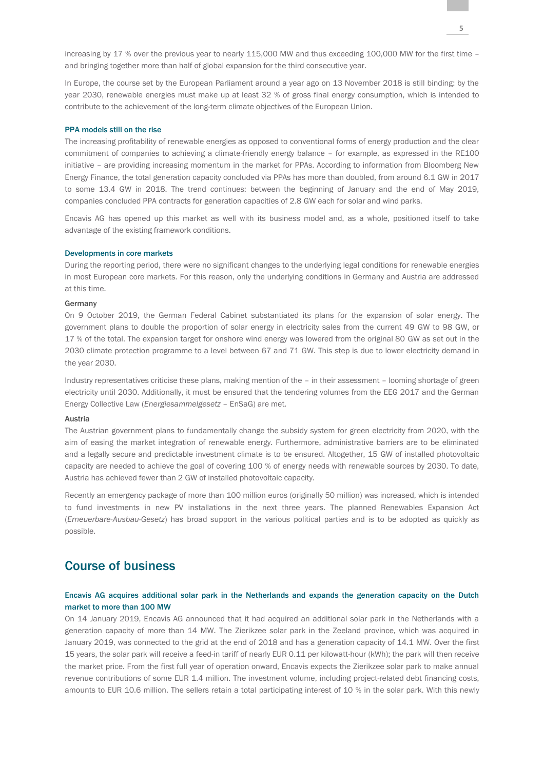increasing by 17 % over the previous year to nearly 115,000 MW and thus exceeding 100,000 MW for the first time – and bringing together more than half of global expansion for the third consecutive year.

In Europe, the course set by the European Parliament around a year ago on 13 November 2018 is still binding: by the year 2030, renewable energies must make up at least 32 % of gross final energy consumption, which is intended to contribute to the achievement of the long-term climate objectives of the European Union.

### PPA models still on the rise

The increasing profitability of renewable energies as opposed to conventional forms of energy production and the clear commitment of companies to achieving a climate-friendly energy balance – for example, as expressed in the RE100 initiative – are providing increasing momentum in the market for PPAs. According to information from Bloomberg New Energy Finance, the total generation capacity concluded via PPAs has more than doubled, from around 6.1 GW in 2017 to some 13.4 GW in 2018. The trend continues: between the beginning of January and the end of May 2019, companies concluded PPA contracts for generation capacities of 2.8 GW each for solar and wind parks.

Encavis AG has opened up this market as well with its business model and, as a whole, positioned itself to take advantage of the existing framework conditions.

### Developments in core markets

During the reporting period, there were no significant changes to the underlying legal conditions for renewable energies in most European core markets. For this reason, only the underlying conditions in Germany and Austria are addressed at this time.

#### Germany

On 9 October 2019, the German Federal Cabinet substantiated its plans for the expansion of solar energy. The government plans to double the proportion of solar energy in electricity sales from the current 49 GW to 98 GW, or 17 % of the total. The expansion target for onshore wind energy was lowered from the original 80 GW as set out in the 2030 climate protection programme to a level between 67 and 71 GW. This step is due to lower electricity demand in the year 2030.

Industry representatives criticise these plans, making mention of the – in their assessment – looming shortage of green electricity until 2030. Additionally, it must be ensured that the tendering volumes from the EEG 2017 and the German Energy Collective Law (*Energiesammelgesetz* – EnSaG) are met.

#### Austria

The Austrian government plans to fundamentally change the subsidy system for green electricity from 2020, with the aim of easing the market integration of renewable energy. Furthermore, administrative barriers are to be eliminated and a legally secure and predictable investment climate is to be ensured. Altogether, 15 GW of installed photovoltaic capacity are needed to achieve the goal of covering 100 % of energy needs with renewable sources by 2030. To date, Austria has achieved fewer than 2 GW of installed photovoltaic capacity.

Recently an emergency package of more than 100 million euros (originally 50 million) was increased, which is intended to fund investments in new PV installations in the next three years. The planned Renewables Expansion Act (*Erneuerbare-Ausbau-Gesetz*) has broad support in the various political parties and is to be adopted as quickly as possible.

## Course of business

### Encavis AG acquires additional solar park in the Netherlands and expands the generation capacity on the Dutch market to more than 100 MW

On 14 January 2019, Encavis AG announced that it had acquired an additional solar park in the Netherlands with a generation capacity of more than 14 MW. The Zierikzee solar park in the Zeeland province, which was acquired in January 2019, was connected to the grid at the end of 2018 and has a generation capacity of 14.1 MW. Over the first 15 years, the solar park will receive a feed-in tariff of nearly EUR 0.11 per kilowatt-hour (kWh); the park will then receive the market price. From the first full year of operation onward, Encavis expects the Zierikzee solar park to make annual revenue contributions of some EUR 1.4 million. The investment volume, including project-related debt financing costs, amounts to EUR 10.6 million. The sellers retain a total participating interest of 10 % in the solar park. With this newly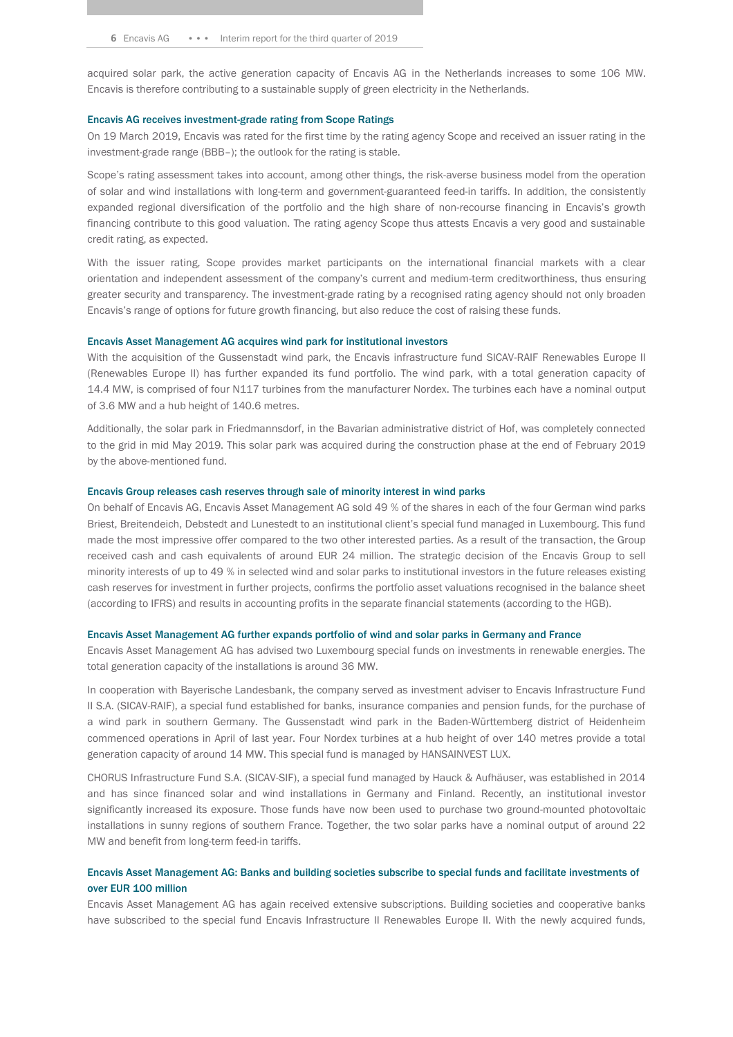acquired solar park, the active generation capacity of Encavis AG in the Netherlands increases to some 106 MW. Encavis is therefore contributing to a sustainable supply of green electricity in the Netherlands.

#### Encavis AG receives investment-grade rating from Scope Ratings

On 19 March 2019, Encavis was rated for the first time by the rating agency Scope and received an issuer rating in the investment-grade range (BBB–); the outlook for the rating is stable.

Scope's rating assessment takes into account, among other things, the risk-averse business model from the operation of solar and wind installations with long-term and government-guaranteed feed-in tariffs. In addition, the consistently expanded regional diversification of the portfolio and the high share of non-recourse financing in Encavis's growth financing contribute to this good valuation. The rating agency Scope thus attests Encavis a very good and sustainable credit rating, as expected.

With the issuer rating, Scope provides market participants on the international financial markets with a clear orientation and independent assessment of the company's current and medium-term creditworthiness, thus ensuring greater security and transparency. The investment-grade rating by a recognised rating agency should not only broaden Encavis's range of options for future growth financing, but also reduce the cost of raising these funds.

#### Encavis Asset Management AG acquires wind park for institutional investors

With the acquisition of the Gussenstadt wind park, the Encavis infrastructure fund SICAV-RAIF Renewables Europe II (Renewables Europe II) has further expanded its fund portfolio. The wind park, with a total generation capacity of 14.4 MW, is comprised of four N117 turbines from the manufacturer Nordex. The turbines each have a nominal output of 3.6 MW and a hub height of 140.6 metres.

Additionally, the solar park in Friedmannsdorf, in the Bavarian administrative district of Hof, was completely connected to the grid in mid May 2019. This solar park was acquired during the construction phase at the end of February 2019 by the above-mentioned fund.

#### Encavis Group releases cash reserves through sale of minority interest in wind parks

On behalf of Encavis AG, Encavis Asset Management AG sold 49 % of the shares in each of the four German wind parks Briest, Breitendeich, Debstedt and Lunestedt to an institutional client's special fund managed in Luxembourg. This fund made the most impressive offer compared to the two other interested parties. As a result of the transaction, the Group received cash and cash equivalents of around EUR 24 million. The strategic decision of the Encavis Group to sell minority interests of up to 49 % in selected wind and solar parks to institutional investors in the future releases existing cash reserves for investment in further projects, confirms the portfolio asset valuations recognised in the balance sheet (according to IFRS) and results in accounting profits in the separate financial statements (according to the HGB).

#### Encavis Asset Management AG further expands portfolio of wind and solar parks in Germany and France

Encavis Asset Management AG has advised two Luxembourg special funds on investments in renewable energies. The total generation capacity of the installations is around 36 MW.

In cooperation with Bayerische Landesbank, the company served as investment adviser to Encavis Infrastructure Fund II S.A. (SICAV-RAIF), a special fund established for banks, insurance companies and pension funds, for the purchase of a wind park in southern Germany. The Gussenstadt wind park in the Baden-Württemberg district of Heidenheim commenced operations in April of last year. Four Nordex turbines at a hub height of over 140 metres provide a total generation capacity of around 14 MW. This special fund is managed by HANSAINVEST LUX.

CHORUS Infrastructure Fund S.A. (SICAV-SIF), a special fund managed by Hauck & Aufhäuser, was established in 2014 and has since financed solar and wind installations in Germany and Finland. Recently, an institutional investor significantly increased its exposure. Those funds have now been used to purchase two ground-mounted photovoltaic installations in sunny regions of southern France. Together, the two solar parks have a nominal output of around 22 MW and benefit from long-term feed-in tariffs.

#### Encavis Asset Management AG: Banks and building societies subscribe to special funds and facilitate investments of over EUR 100 million

Encavis Asset Management AG has again received extensive subscriptions. Building societies and cooperative banks have subscribed to the special fund Encavis Infrastructure II Renewables Europe II. With the newly acquired funds,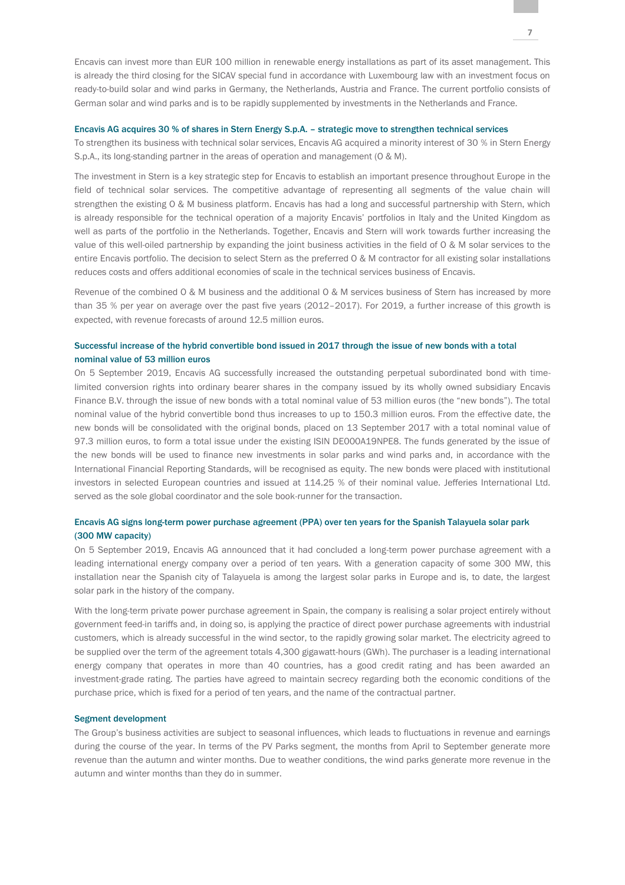Encavis can invest more than EUR 100 million in renewable energy installations as part of its asset management. This is already the third closing for the SICAV special fund in accordance with Luxembourg law with an investment focus on ready-to-build solar and wind parks in Germany, the Netherlands, Austria and France. The current portfolio consists of German solar and wind parks and is to be rapidly supplemented by investments in the Netherlands and France.

### Encavis AG acquires 30 % of shares in Stern Energy S.p.A. – strategic move to strengthen technical services

To strengthen its business with technical solar services, Encavis AG acquired a minority interest of 30 % in Stern Energy S.p.A., its long-standing partner in the areas of operation and management (O & M).

The investment in Stern is a key strategic step for Encavis to establish an important presence throughout Europe in the field of technical solar services. The competitive advantage of representing all segments of the value chain will strengthen the existing O & M business platform. Encavis has had a long and successful partnership with Stern, which is already responsible for the technical operation of a majority Encavis' portfolios in Italy and the United Kingdom as well as parts of the portfolio in the Netherlands. Together, Encavis and Stern will work towards further increasing the value of this well-oiled partnership by expanding the joint business activities in the field of O & M solar services to the entire Encavis portfolio. The decision to select Stern as the preferred O & M contractor for all existing solar installations reduces costs and offers additional economies of scale in the technical services business of Encavis.

Revenue of the combined O & M business and the additional O & M services business of Stern has increased by more than 35 % per year on average over the past five years (2012–2017). For 2019, a further increase of this growth is expected, with revenue forecasts of around 12.5 million euros.

### Successful increase of the hybrid convertible bond issued in 2017 through the issue of new bonds with a total nominal value of 53 million euros

On 5 September 2019, Encavis AG successfully increased the outstanding perpetual subordinated bond with time-limited conversion rights into ordinary bearer shares in the company issued by its wholly owned subsidiary Encavis Finance B.V. through the issue of new bonds with a total nominal value of 53 million euros (the "new bonds"). The total nominal value of the hybrid convertible bond thus increases to up to 150.3 million euros. From the effective date, the new bonds will be consolidated with the original bonds, placed on 13 September 2017 with a total nominal value of 97.3 million euros, to form a total issue under the existing ISIN DE000A19NPE8. The funds generated by the issue of the new bonds will be used to finance new investments in solar parks and wind parks and, in accordance with the International Financial Reporting Standards, will be recognised as equity. The new bonds were placed with institutional investors in selected European countries and issued at 114.25 % of their nominal value. Jefferies International Ltd. served as the sole global coordinator and the sole book-runner for the transaction.

### Encavis AG signs long-term power purchase agreement (PPA) over ten years for the Spanish Talayuela solar park (300 MW capacity)

On 5 September 2019, Encavis AG announced that it had concluded a long-term power purchase agreement with a leading international energy company over a period of ten years. With a generation capacity of some 300 MW, this installation near the Spanish city of Talayuela is among the largest solar parks in Europe and is, to date, the largest solar park in the history of the company.

With the long-term private power purchase agreement in Spain, the company is realising a solar project entirely without government feed-in tariffs and, in doing so, is applying the practice of direct power purchase agreements with industrial customers, which is already successful in the wind sector, to the rapidly growing solar market. The electricity agreed to be supplied over the term of the agreement totals 4,300 gigawatt-hours (GWh). The purchaser is a leading international energy company that operates in more than 40 countries, has a good credit rating and has been awarded an investment-grade rating. The parties have agreed to maintain secrecy regarding both the economic conditions of the purchase price, which is fixed for a period of ten years, and the name of the contractual partner.

### Segment development

The Group's business activities are subject to seasonal influences, which leads to fluctuations in revenue and earnings during the course of the year. In terms of the PV Parks segment, the months from April to September generate more revenue than the autumn and winter months. Due to weather conditions, the wind parks generate more revenue in the autumn and winter months than they do in summer.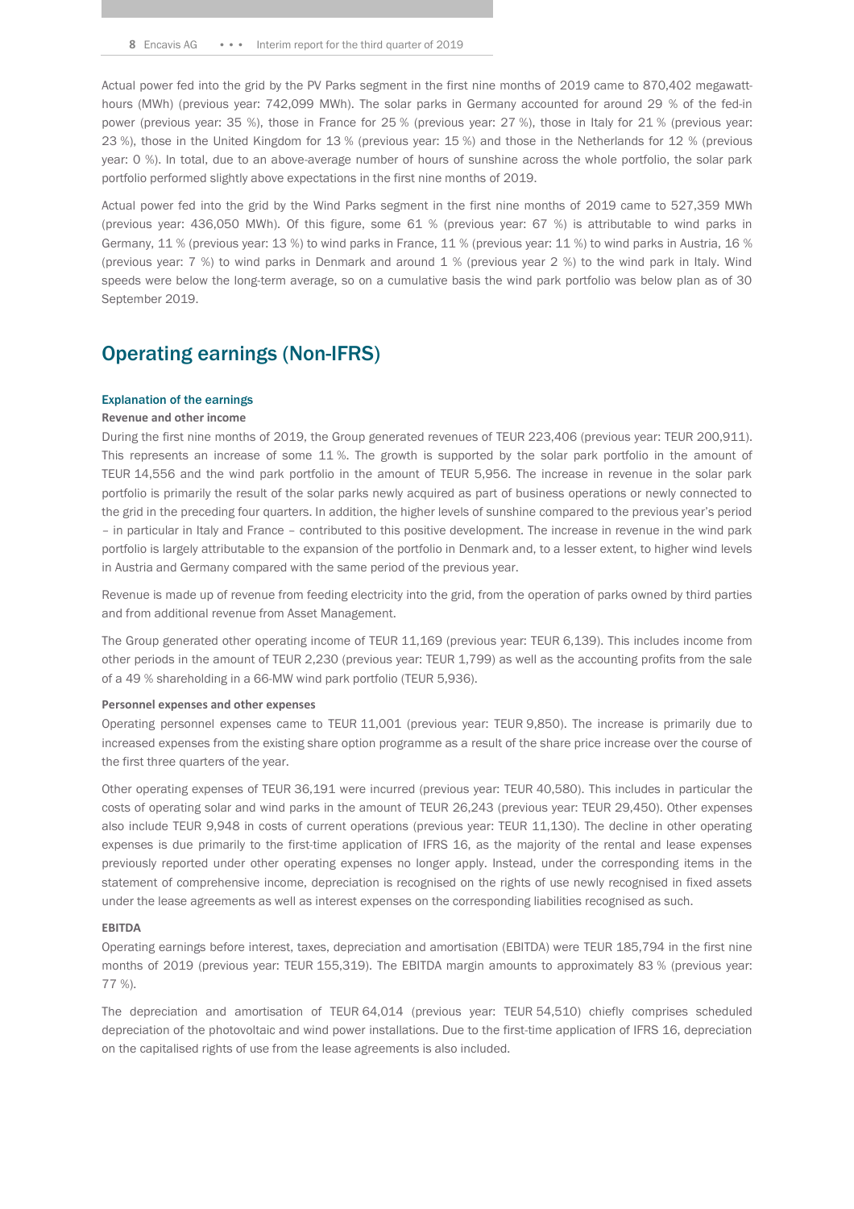Actual power fed into the grid by the PV Parks segment in the first nine months of 2019 came to 870,402 megawatt-hours (MWh) (previous year: 742,099 MWh). The solar parks in Germany accounted for around 29 % of the fed-in power (previous year: 35 %), those in France for 25 % (previous year: 27 %), those in Italy for 21 % (previous year: 23 %), those in the United Kingdom for 13 % (previous year: 15 %) and those in the Netherlands for 12 % (previous year: 0 %). In total, due to an above-average number of hours of sunshine across the whole portfolio, the solar park portfolio performed slightly above expectations in the first nine months of 2019.

Actual power fed into the grid by the Wind Parks segment in the first nine months of 2019 came to 527,359 MWh (previous year: 436,050 MWh). Of this figure, some 61 % (previous year: 67 %) is attributable to wind parks in Germany, 11 % (previous year: 13 %) to wind parks in France, 11 % (previous year: 11 %) to wind parks in Austria, 16 % (previous year: 7 %) to wind parks in Denmark and around 1 % (previous year 2 %) to the wind park in Italy. Wind speeds were below the long-term average, so on a cumulative basis the wind park portfolio was below plan as of 30 September 2019.

## Operating earnings (Non-IFRS)

### Explanation of the earnings

#### Revenue and other income

During the first nine months of 2019, the Group generated revenues of TEUR 223,406 (previous year: TEUR 200,911). This represents an increase of some 11 %. The growth is supported by the solar park portfolio in the amount of TEUR 14,556 and the wind park portfolio in the amount of TEUR 5,956. The increase in revenue in the solar park portfolio is primarily the result of the solar parks newly acquired as part of business operations or newly connected to the grid in the preceding four quarters. In addition, the higher levels of sunshine compared to the previous year's period – in particular in Italy and France – contributed to this positive development. The increase in revenue in the wind park portfolio is largely attributable to the expansion of the portfolio in Denmark and, to a lesser extent, to higher wind levels in Austria and Germany compared with the same period of the previous year.

Revenue is made up of revenue from feeding electricity into the grid, from the operation of parks owned by third parties and from additional revenue from Asset Management.

The Group generated other operating income of TEUR 11,169 (previous year: TEUR 6,139). This includes income from other periods in the amount of TEUR 2,230 (previous year: TEUR 1,799) as well as the accounting profits from the sale of a 49 % shareholding in a 66-MW wind park portfolio (TEUR 5,936).

#### Personnel expenses and other expenses

Operating personnel expenses came to TEUR 11,001 (previous year: TEUR 9,850). The increase is primarily due to increased expenses from the existing share option programme as a result of the share price increase over the course of the first three quarters of the year.

Other operating expenses of TEUR 36,191 were incurred (previous year: TEUR 40,580). This includes in particular the costs of operating solar and wind parks in the amount of TEUR 26,243 (previous year: TEUR 29,450). Other expenses also include TEUR 9,948 in costs of current operations (previous year: TEUR 11,130). The decline in other operating expenses is due primarily to the first-time application of IFRS 16, as the majority of the rental and lease expenses previously reported under other operating expenses no longer apply. Instead, under the corresponding items in the statement of comprehensive income, depreciation is recognised on the rights of use newly recognised in fixed assets under the lease agreements as well as interest expenses on the corresponding liabilities recognised as such.

#### EBITDA

Operating earnings before interest, taxes, depreciation and amortisation (EBITDA) were TEUR 185,794 in the first nine months of 2019 (previous year: TEUR 155,319). The EBITDA margin amounts to approximately 83 % (previous year: 77 %).

The depreciation and amortisation of TEUR 64,014 (previous year: TEUR 54,510) chiefly comprises scheduled depreciation of the photovoltaic and wind power installations. Due to the first-time application of IFRS 16, depreciation on the capitalised rights of use from the lease agreements is also included.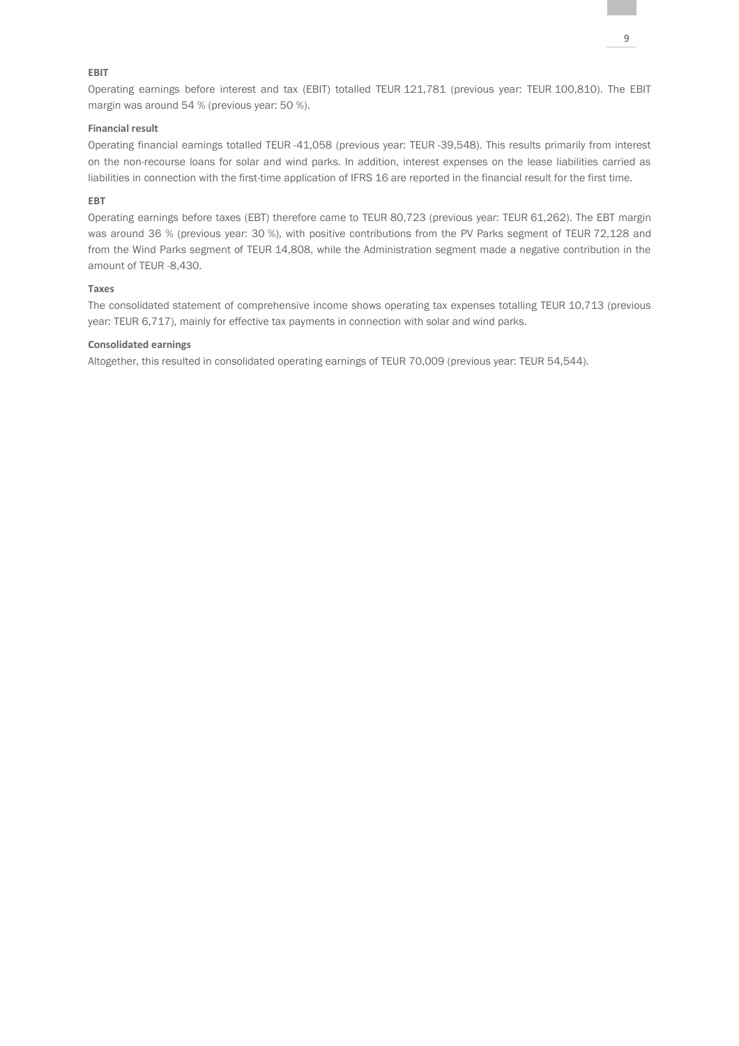**EBIT**

Operating earnings before interest and tax (EBIT) totalled TEUR 121,781 (previous year: TEUR 100,810). The EBIT margin was around 54 % (previous year: 50 %).

**Financial result**

Operating financial earnings totalled TEUR -41,058 (previous year: TEUR -39,548). This results primarily from interest on the non-recourse loans for solar and wind parks. In addition, interest expenses on the lease liabilities carried as liabilities in connection with the first-time application of IFRS 16 are reported in the financial result for the first time.

**EBT**

Operating earnings before taxes (EBT) therefore came to TEUR 80,723 (previous year: TEUR 61,262). The EBT margin was around 36 % (previous year: 30 %), with positive contributions from the PV Parks segment of TEUR 72,128 and from the Wind Parks segment of TEUR 14,808, while the Administration segment made a negative contribution in the amount of TEUR -8,430.

**Taxes**

The consolidated statement of comprehensive income shows operating tax expenses totalling TEUR 10,713 (previous year: TEUR 6,717), mainly for effective tax payments in connection with solar and wind parks.

**Consolidated earnings**

Altogether, this resulted in consolidated operating earnings of TEUR 70,009 (previous year: TEUR 54,544).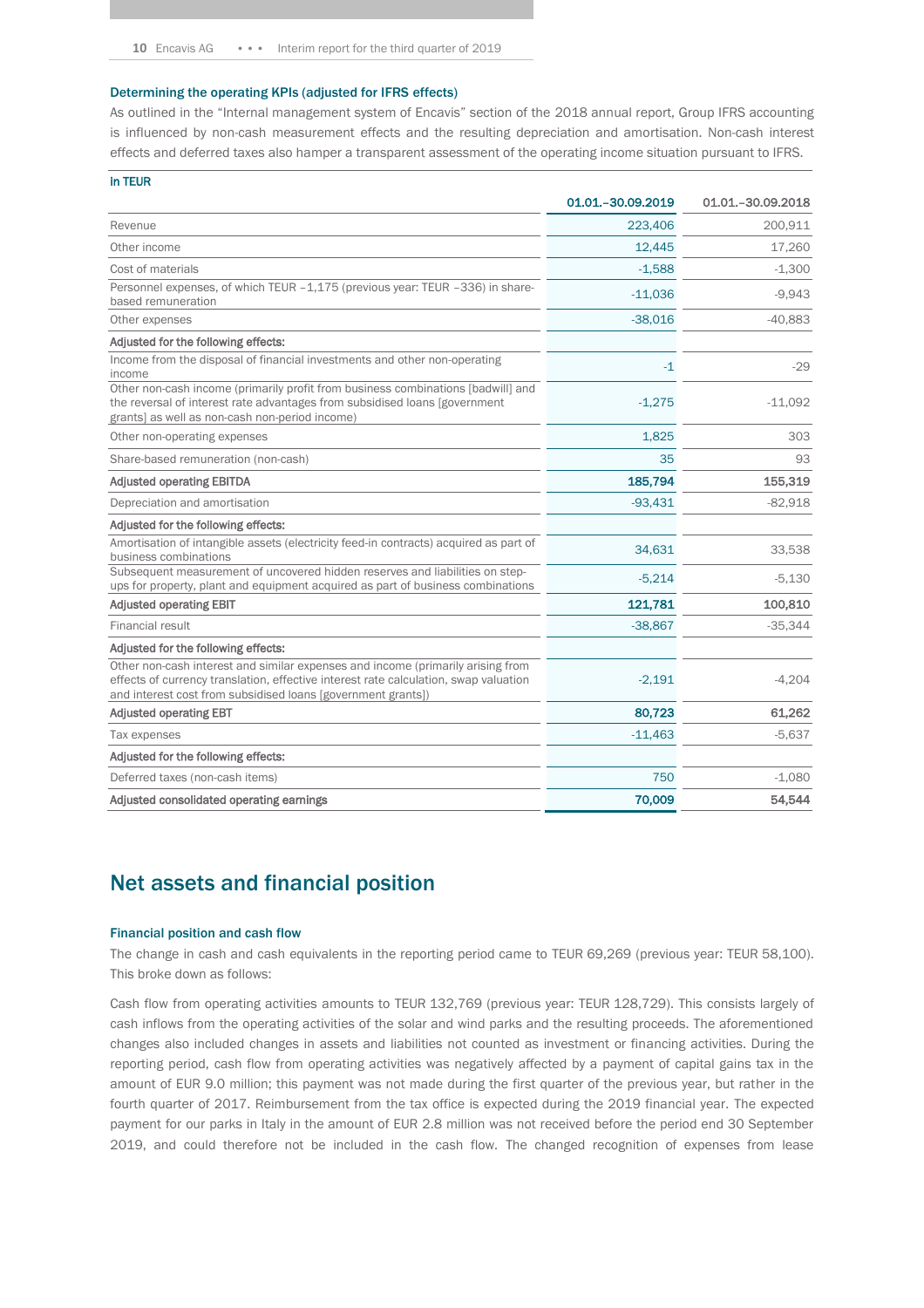### Determining the operating KPIs (adjusted for IFRS effects)

As outlined in the "Internal management system of Encavis" section of the 2018 annual report, Group IFRS accounting is influenced by non-cash measurement effects and the resulting depreciation and amortisation. Non-cash interest effects and deferred taxes also hamper a transparent assessment of the operating income situation pursuant to IFRS.

| In TEUR | 01.01.–30.09.2019 | 01.01.–30.09.2018 |
|---|---|---|
| Revenue | 223,406 | 200,911 |
| Other income | 12,445 | 17,260 |
| Cost of materials | -1,588 | -1,300 |
| Personnel expenses, of which TEUR –1,175 (previous year: TEUR –336) in share-based remuneration | -11,036 | -9,943 |
| Other expenses | -38,016 | -40,883 |
| **Adjusted for the following effects:** | | |
| Income from the disposal of financial investments and other non-operating income | -1 | -29 |
| Other non-cash income (primarily profit from business combinations [badwill] and the reversal of interest rate advantages from subsidised loans [government grants] as well as non-cash non-period income) | -1,275 | -11,092 |
| Other non-operating expenses | 1,825 | 303 |
| Share-based remuneration (non-cash) | 35 | 93 |
| **Adjusted operating EBITDA** | **185,794** | **155,319** |
| Depreciation and amortisation | -93,431 | -82,918 |
| **Adjusted for the following effects:** | | |
| Amortisation of intangible assets (electricity feed-in contracts) acquired as part of business combinations | 34,631 | 33,538 |
| Subsequent measurement of uncovered hidden reserves and liabilities on step-ups for property, plant and equipment acquired as part of business combinations | -5,214 | -5,130 |
| **Adjusted operating EBIT** | **121,781** | **100,810** |
| Financial result | -38,867 | -35,344 |
| **Adjusted for the following effects:** | | |
| Other non-cash interest and similar expenses and income (primarily arising from effects of currency translation, effective interest rate calculation, swap valuation and interest cost from subsidised loans [government grants]) | -2,191 | -4,204 |
| **Adjusted operating EBT** | **80,723** | **61,262** |
| Tax expenses | -11,463 | -5,637 |
| **Adjusted for the following effects:** | | |
| Deferred taxes (non-cash items) | 750 | -1,080 |
| **Adjusted consolidated operating earnings** | **70,009** | **54,544** |

## Net assets and financial position

### Financial position and cash flow

The change in cash and cash equivalents in the reporting period came to TEUR 69,269 (previous year: TEUR 58,100). This broke down as follows:

Cash flow from operating activities amounts to TEUR 132,769 (previous year: TEUR 128,729). This consists largely of cash inflows from the operating activities of the solar and wind parks and the resulting proceeds. The aforementioned changes also included changes in assets and liabilities not counted as investment or financing activities. During the reporting period, cash flow from operating activities was negatively affected by a payment of capital gains tax in the amount of EUR 9.0 million; this payment was not made during the first quarter of the previous year, but rather in the fourth quarter of 2017. Reimbursement from the tax office is expected during the 2019 financial year. The expected payment for our parks in Italy in the amount of EUR 2.8 million was not received before the period end 30 September 2019, and could therefore not be included in the cash flow. The changed recognition of expenses from lease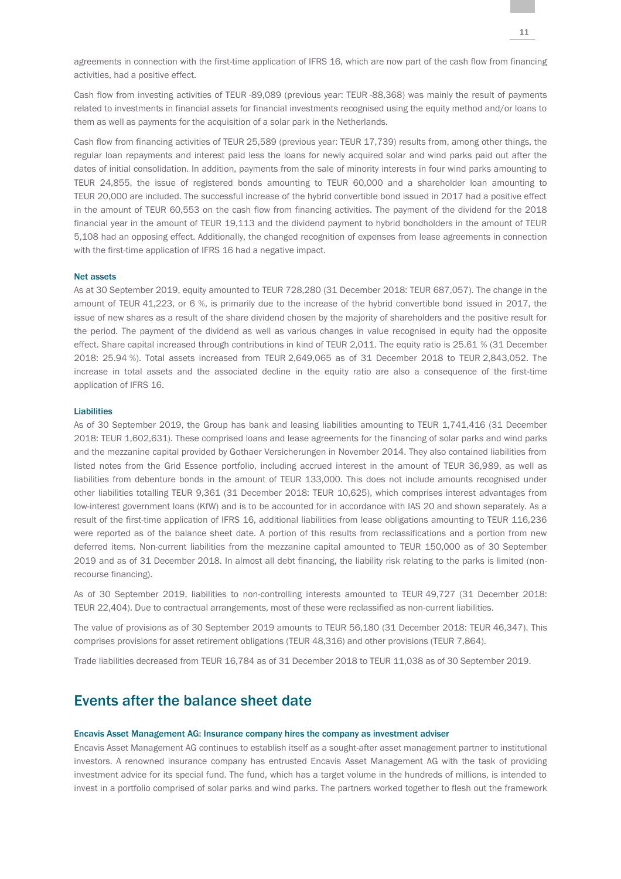agreements in connection with the first-time application of IFRS 16, which are now part of the cash flow from financing activities, had a positive effect.

Cash flow from investing activities of TEUR -89,089 (previous year: TEUR -88,368) was mainly the result of payments related to investments in financial assets for financial investments recognised using the equity method and/or loans to them as well as payments for the acquisition of a solar park in the Netherlands.

Cash flow from financing activities of TEUR 25,589 (previous year: TEUR 17,739) results from, among other things, the regular loan repayments and interest paid less the loans for newly acquired solar and wind parks paid out after the dates of initial consolidation. In addition, payments from the sale of minority interests in four wind parks amounting to TEUR 24,855, the issue of registered bonds amounting to TEUR 60,000 and a shareholder loan amounting to TEUR 20,000 are included. The successful increase of the hybrid convertible bond issued in 2017 had a positive effect in the amount of TEUR 60,553 on the cash flow from financing activities. The payment of the dividend for the 2018 financial year in the amount of TEUR 19,113 and the dividend payment to hybrid bondholders in the amount of TEUR 5,108 had an opposing effect. Additionally, the changed recognition of expenses from lease agreements in connection with the first-time application of IFRS 16 had a negative impact.

### Net assets

As at 30 September 2019, equity amounted to TEUR 728,280 (31 December 2018: TEUR 687,057). The change in the amount of TEUR 41,223, or 6 %, is primarily due to the increase of the hybrid convertible bond issued in 2017, the issue of new shares as a result of the share dividend chosen by the majority of shareholders and the positive result for the period. The payment of the dividend as well as various changes in value recognised in equity had the opposite effect. Share capital increased through contributions in kind of TEUR 2,011. The equity ratio is 25.61 % (31 December 2018: 25.94 %). Total assets increased from TEUR 2,649,065 as of 31 December 2018 to TEUR 2,843,052. The increase in total assets and the associated decline in the equity ratio are also a consequence of the first-time application of IFRS 16.

### Liabilities

As of 30 September 2019, the Group has bank and leasing liabilities amounting to TEUR 1,741,416 (31 December 2018: TEUR 1,602,631). These comprised loans and lease agreements for the financing of solar parks and wind parks and the mezzanine capital provided by Gothaer Versicherungen in November 2014. They also contained liabilities from listed notes from the Grid Essence portfolio, including accrued interest in the amount of TEUR 36,989, as well as liabilities from debenture bonds in the amount of TEUR 133,000. This does not include amounts recognised under other liabilities totalling TEUR 9,361 (31 December 2018: TEUR 10,625), which comprises interest advantages from low-interest government loans (KfW) and is to be accounted for in accordance with IAS 20 and shown separately. As a result of the first-time application of IFRS 16, additional liabilities from lease obligations amounting to TEUR 116,236 were reported as of the balance sheet date. A portion of this results from reclassifications and a portion from new deferred items. Non-current liabilities from the mezzanine capital amounted to TEUR 150,000 as of 30 September 2019 and as of 31 December 2018. In almost all debt financing, the liability risk relating to the parks is limited (non-recourse financing).

As of 30 September 2019, liabilities to non-controlling interests amounted to TEUR 49,727 (31 December 2018: TEUR 22,404). Due to contractual arrangements, most of these were reclassified as non-current liabilities.

The value of provisions as of 30 September 2019 amounts to TEUR 56,180 (31 December 2018: TEUR 46,347). This comprises provisions for asset retirement obligations (TEUR 48,316) and other provisions (TEUR 7,864).

Trade liabilities decreased from TEUR 16,784 as of 31 December 2018 to TEUR 11,038 as of 30 September 2019.

## Events after the balance sheet date

### Encavis Asset Management AG: Insurance company hires the company as investment adviser

Encavis Asset Management AG continues to establish itself as a sought-after asset management partner to institutional investors. A renowned insurance company has entrusted Encavis Asset Management AG with the task of providing investment advice for its special fund. The fund, which has a target volume in the hundreds of millions, is intended to invest in a portfolio comprised of solar parks and wind parks. The partners worked together to flesh out the framework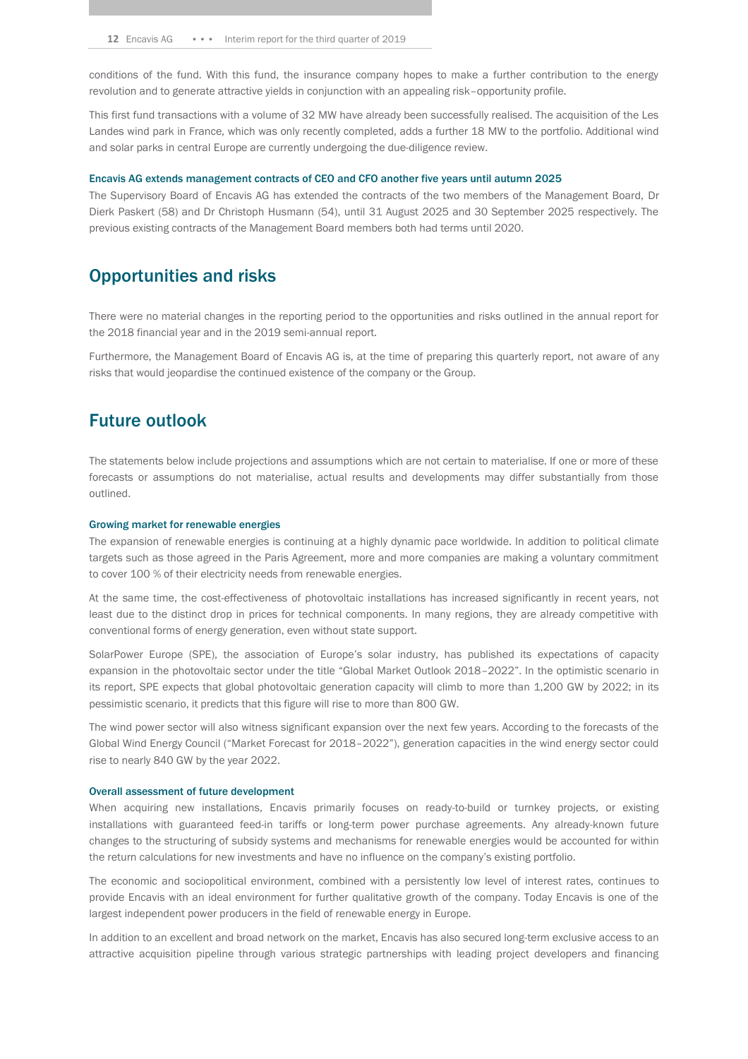conditions of the fund. With this fund, the insurance company hopes to make a further contribution to the energy revolution and to generate attractive yields in conjunction with an appealing risk–opportunity profile.

This first fund transactions with a volume of 32 MW have already been successfully realised. The acquisition of the Les Landes wind park in France, which was only recently completed, adds a further 18 MW to the portfolio. Additional wind and solar parks in central Europe are currently undergoing the due-diligence review.

### Encavis AG extends management contracts of CEO and CFO another five years until autumn 2025

The Supervisory Board of Encavis AG has extended the contracts of the two members of the Management Board, Dr Dierk Paskert (58) and Dr Christoph Husmann (54), until 31 August 2025 and 30 September 2025 respectively. The previous existing contracts of the Management Board members both had terms until 2020.

## Opportunities and risks

There were no material changes in the reporting period to the opportunities and risks outlined in the annual report for the 2018 financial year and in the 2019 semi-annual report.

Furthermore, the Management Board of Encavis AG is, at the time of preparing this quarterly report, not aware of any risks that would jeopardise the continued existence of the company or the Group.

## Future outlook

The statements below include projections and assumptions which are not certain to materialise. If one or more of these forecasts or assumptions do not materialise, actual results and developments may differ substantially from those outlined.

### Growing market for renewable energies

The expansion of renewable energies is continuing at a highly dynamic pace worldwide. In addition to political climate targets such as those agreed in the Paris Agreement, more and more companies are making a voluntary commitment to cover 100 % of their electricity needs from renewable energies.

At the same time, the cost-effectiveness of photovoltaic installations has increased significantly in recent years, not least due to the distinct drop in prices for technical components. In many regions, they are already competitive with conventional forms of energy generation, even without state support.

SolarPower Europe (SPE), the association of Europe's solar industry, has published its expectations of capacity expansion in the photovoltaic sector under the title "Global Market Outlook 2018–2022". In the optimistic scenario in its report, SPE expects that global photovoltaic generation capacity will climb to more than 1,200 GW by 2022; in its pessimistic scenario, it predicts that this figure will rise to more than 800 GW.

The wind power sector will also witness significant expansion over the next few years. According to the forecasts of the Global Wind Energy Council ("Market Forecast for 2018–2022"), generation capacities in the wind energy sector could rise to nearly 840 GW by the year 2022.

### Overall assessment of future development

When acquiring new installations, Encavis primarily focuses on ready-to-build or turnkey projects, or existing installations with guaranteed feed-in tariffs or long-term power purchase agreements. Any already-known future changes to the structuring of subsidy systems and mechanisms for renewable energies would be accounted for within the return calculations for new investments and have no influence on the company's existing portfolio.

The economic and sociopolitical environment, combined with a persistently low level of interest rates, continues to provide Encavis with an ideal environment for further qualitative growth of the company. Today Encavis is one of the largest independent power producers in the field of renewable energy in Europe.

In addition to an excellent and broad network on the market, Encavis has also secured long-term exclusive access to an attractive acquisition pipeline through various strategic partnerships with leading project developers and financing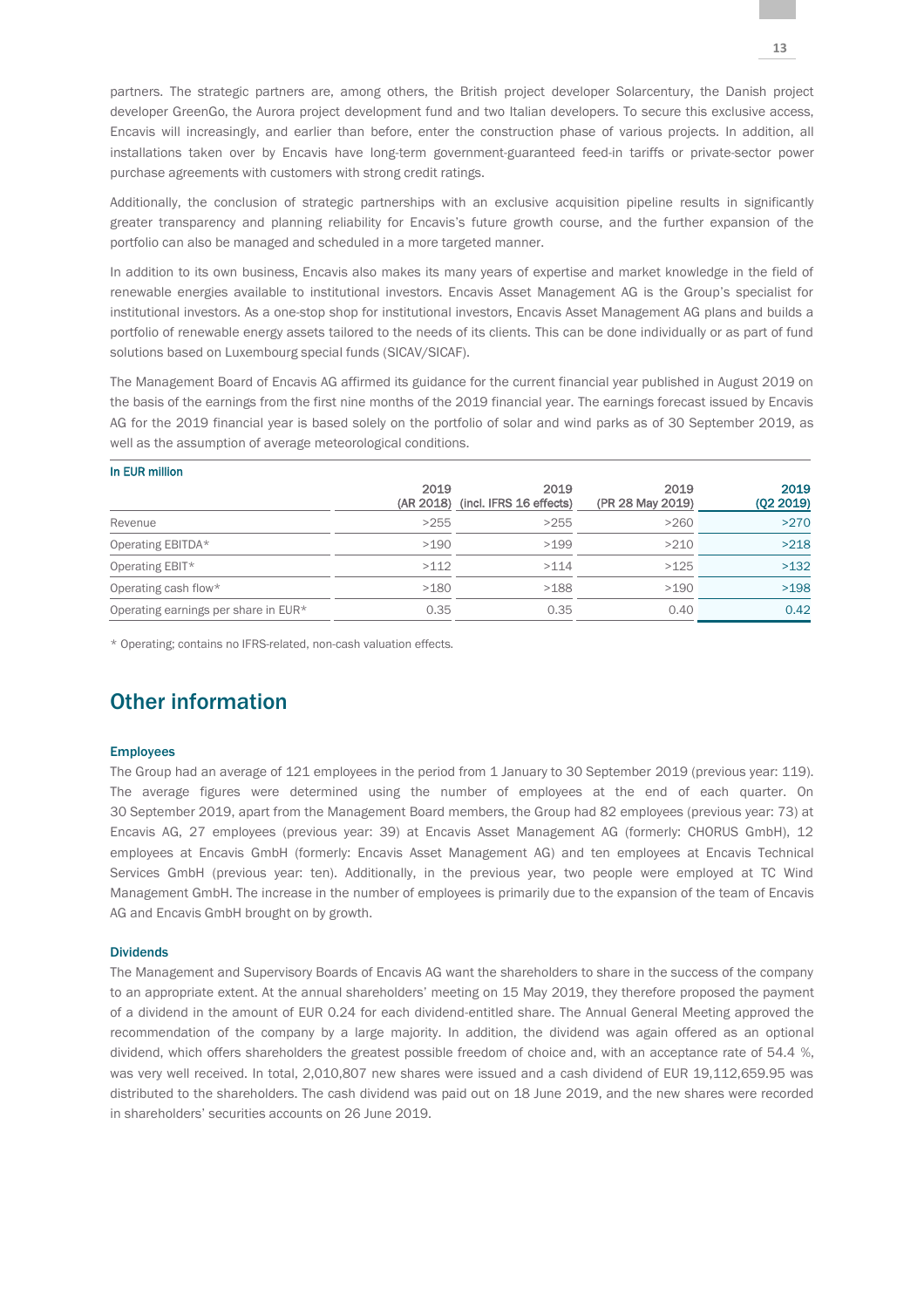partners. The strategic partners are, among others, the British project developer Solarcentury, the Danish project developer GreenGo, the Aurora project development fund and two Italian developers. To secure this exclusive access, Encavis will increasingly, and earlier than before, enter the construction phase of various projects. In addition, all installations taken over by Encavis have long-term government-guaranteed feed-in tariffs or private-sector power purchase agreements with customers with strong credit ratings.

Additionally, the conclusion of strategic partnerships with an exclusive acquisition pipeline results in significantly greater transparency and planning reliability for Encavis's future growth course, and the further expansion of the portfolio can also be managed and scheduled in a more targeted manner.

In addition to its own business, Encavis also makes its many years of expertise and market knowledge in the field of renewable energies available to institutional investors. Encavis Asset Management AG is the Group's specialist for institutional investors. As a one-stop shop for institutional investors, Encavis Asset Management AG plans and builds a portfolio of renewable energy assets tailored to the needs of its clients. This can be done individually or as part of fund solutions based on Luxembourg special funds (SICAV/SICAF).

The Management Board of Encavis AG affirmed its guidance for the current financial year published in August 2019 on the basis of the earnings from the first nine months of the 2019 financial year. The earnings forecast issued by Encavis AG for the 2019 financial year is based solely on the portfolio of solar and wind parks as of 30 September 2019, as well as the assumption of average meteorological conditions.

| In EUR million | 2019 (AR 2018) | 2019 (incl. IFRS 16 effects) | 2019 (PR 28 May 2019) | 2019 (Q2 2019) |
|---|---|---|---|---|
| Revenue | >255 | >255 | >260 | >270 |
| Operating EBITDA* | >190 | >199 | >210 | >218 |
| Operating EBIT* | >112 | >114 | >125 | >132 |
| Operating cash flow* | >180 | >188 | >190 | >198 |
| Operating earnings per share in EUR* | 0.35 | 0.35 | 0.40 | 0.42 |

* Operating; contains no IFRS-related, non-cash valuation effects.

## Other information

### Employees

The Group had an average of 121 employees in the period from 1 January to 30 September 2019 (previous year: 119). The average figures were determined using the number of employees at the end of each quarter. On 30 September 2019, apart from the Management Board members, the Group had 82 employees (previous year: 73) at Encavis AG, 27 employees (previous year: 39) at Encavis Asset Management AG (formerly: CHORUS GmbH), 12 employees at Encavis GmbH (formerly: Encavis Asset Management AG) and ten employees at Encavis Technical Services GmbH (previous year: ten). Additionally, in the previous year, two people were employed at TC Wind Management GmbH. The increase in the number of employees is primarily due to the expansion of the team of Encavis AG and Encavis GmbH brought on by growth.

### Dividends

The Management and Supervisory Boards of Encavis AG want the shareholders to share in the success of the company to an appropriate extent. At the annual shareholders' meeting on 15 May 2019, they therefore proposed the payment of a dividend in the amount of EUR 0.24 for each dividend-entitled share. The Annual General Meeting approved the recommendation of the company by a large majority. In addition, the dividend was again offered as an optional dividend, which offers shareholders the greatest possible freedom of choice and, with an acceptance rate of 54.4 %, was very well received. In total, 2,010,807 new shares were issued and a cash dividend of EUR 19,112,659.95 was distributed to the shareholders. The cash dividend was paid out on 18 June 2019, and the new shares were recorded in shareholders' securities accounts on 26 June 2019.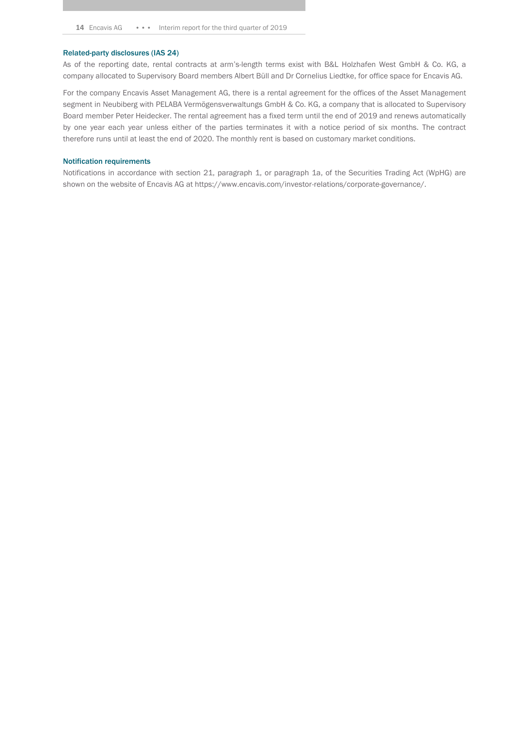### Related-party disclosures (IAS 24)

As of the reporting date, rental contracts at arm's-length terms exist with B&L Holzhafen West GmbH & Co. KG, a company allocated to Supervisory Board members Albert Büll and Dr Cornelius Liedtke, for office space for Encavis AG.

For the company Encavis Asset Management AG, there is a rental agreement for the offices of the Asset Management segment in Neubiberg with PELABA Vermögensverwaltungs GmbH & Co. KG, a company that is allocated to Supervisory Board member Peter Heidecker. The rental agreement has a fixed term until the end of 2019 and renews automatically by one year each year unless either of the parties terminates it with a notice period of six months. The contract therefore runs until at least the end of 2020. The monthly rent is based on customary market conditions.

### Notification requirements

Notifications in accordance with section 21, paragraph 1, or paragraph 1a, of the Securities Trading Act (WpHG) are shown on the website of Encavis AG at https://www.encavis.com/investor-relations/corporate-governance/.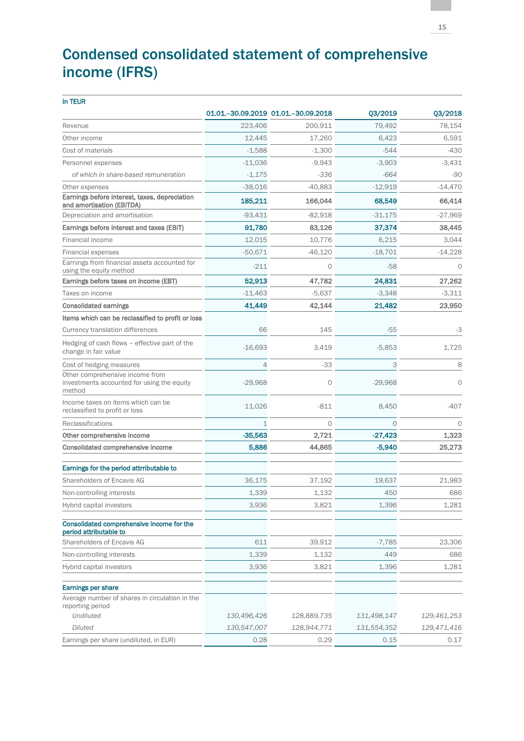# Condensed consolidated statement of comprehensive income (IFRS)

| in TEUR | 01.01.–30.09.2019 | 01.01.–30.09.2018 | Q3/2019 | Q3/2018 |
|---|---|---|---|---|
| Revenue | 223,406 | 200,911 | 79,492 | 78,154 |
| Other income | 12,445 | 17,260 | 6,423 | 6,591 |
| Cost of materials | -1,588 | -1,300 | -544 | -430 |
| Personnel expenses | -11,036 | -9,943 | -3,903 | -3,431 |
| *of which in share-based remuneration* | *-1,175* | -336 | -664 | -90 |
| Other expenses | -38,016 | -40,883 | -12,919 | -14,470 |
| **Earnings before interest, taxes, depreciation and amortisation (EBITDA)** | **185,211** | **166,044** | **68,549** | **66,414** |
| Depreciation and amortisation | -93,431 | -82,918 | -31,175 | -27,969 |
| **Earnings before interest and taxes (EBIT)** | **91,780** | **83,126** | **37,374** | **38,445** |
| Financial income | 12,015 | 10,776 | 6,215 | 3,044 |
| Financial expenses | -50,671 | -46,120 | -18,701 | -14,228 |
| Earnings from financial assets accounted for using the equity method | -211 | 0 | -58 | 0 |
| **Earnings before taxes on income (EBT)** | **52,913** | **47,782** | **24,831** | **27,262** |
| Taxes on income | -11,463 | -5,637 | -3,348 | -3,311 |
| **Consolidated earnings** | **41,449** | **42,144** | **21,482** | **23,950** |
| **Items which can be reclassified to profit or loss** | | | | |
| Currency translation differences | 66 | 145 | -55 | -3 |
| Hedging of cash flows – effective part of the change in fair value | -16,693 | 3,419 | -5,853 | 1,725 |
| Cost of hedging measures | 4 | -33 | 3 | 8 |
| Other comprehensive income from investments accounted for using the equity method | -29,968 | 0 | -29,968 | 0 |
| Income taxes on items which can be reclassified to profit or loss | 11,026 | -811 | 8,450 | -407 |
| Reclassifications | 1 | 0 | 0 | 0 |
| **Other comprehensive income** | **-35,563** | **2,721** | **-27,423** | **1,323** |
| **Consolidated comprehensive income** | **5,886** | **44,865** | **-5,940** | **25,273** |
| | | | | |
| **Earnings for the period attrributable to** | | | | |
| Shareholders of Encavis AG | 36,175 | 37,192 | 19,637 | 21,983 |
| Non-controlling interests | 1,339 | 1,132 | 450 | 686 |
| Hybrid capital investors | 3,936 | 3,821 | 1,396 | 1,281 |
| | | | | |
| **Consolidated comprehensive income for the period attributable to** | | | | |
| Shareholders of Encavis AG | 611 | 39,912 | -7,785 | 23,306 |
| Non-controlling interests | 1,339 | 1,132 | 449 | 686 |
| Hybrid capital investors | 3,936 | 3,821 | 1,396 | 1,281 |
| | | | | |
| **Earnings per share** | | | | |
| Average number of shares in circulation in the reporting period | | | | |
| *Undiluted* | *130,496,426* | *128,889,735* | *131,498,147* | *129,461,253* |
| *Diluted* | *130,547,007* | *128,944,771* | *131,554,352* | *129,471,416* |
| Earnings per share (undiluted, in EUR) | 0.28 | 0.29 | 0.15 | 0.17 |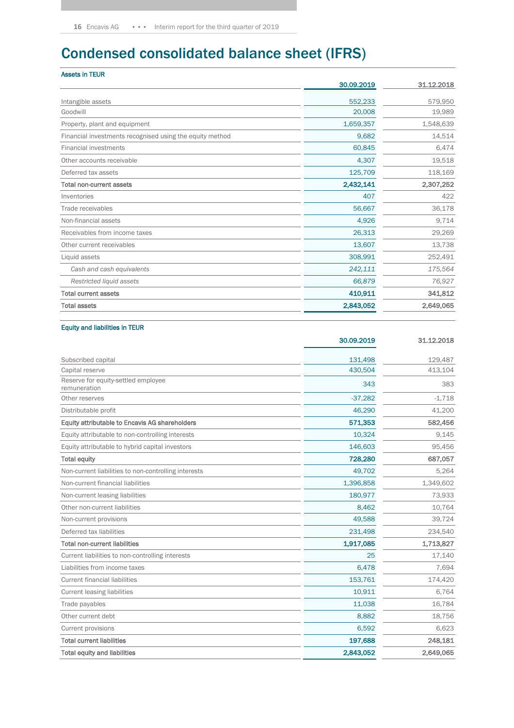# Condensed consolidated balance sheet (IFRS)

**Assets in TEUR**

| | 30.09.2019 | 31.12.2018 |
|---|---|---|
| Intangible assets | 552,233 | 579,950 |
| Goodwill | 20,008 | 19,989 |
| Property, plant and equipment | 1,659,357 | 1,548,639 |
| Financial investments recognised using the equity method | 9,682 | 14,514 |
| Financial investments | 60,845 | 6,474 |
| Other accounts receivable | 4,307 | 19,518 |
| Deferred tax assets | 125,709 | 118,169 |
| **Total non-current assets** | **2,432,141** | **2,307,252** |
| Inventories | 407 | 422 |
| Trade receivables | 56,667 | 36,178 |
| Non-financial assets | 4,926 | 9,714 |
| Receivables from income taxes | 26,313 | 29,269 |
| Other current receivables | 13,607 | 13,738 |
| Liquid assets | 308,991 | 252,491 |
| *Cash and cash equivalents* | *242,111* | *175,564* |
| *Restricted liquid assets* | *66,879* | *76,927* |
| **Total current assets** | **410,911** | **341,812** |
| **Total assets** | **2,843,052** | **2,649,065** |

**Equity and liabilities in TEUR**

| | 30.09.2019 | 31.12.2018 |
|---|---|---|
| Subscribed capital | 131,498 | 129,487 |
| Capital reserve | 430,504 | 413,104 |
| Reserve for equity-settled employee remuneration | 343 | 383 |
| Other reserves | -37,282 | -1,718 |
| Distributable profit | 46,290 | 41,200 |
| **Equity attributable to Encavis AG shareholders** | **571,353** | **582,456** |
| Equity attributable to non-controlling interests | 10,324 | 9,145 |
| Equity attributable to hybrid capital investors | 146,603 | 95,456 |
| **Total equity** | **728,280** | **687,057** |
| Non-current liabilities to non-controlling interests | 49,702 | 5,264 |
| Non-current financial liabilities | 1,396,858 | 1,349,602 |
| Non-current leasing liabilities | 180,977 | 73,933 |
| Other non-current liabilities | 8,462 | 10,764 |
| Non-current provisions | 49,588 | 39,724 |
| Deferred tax liabilities | 231,498 | 234,540 |
| **Total non-current liabilities** | **1,917,085** | **1,713,827** |
| Current liabilities to non-controlling interests | 25 | 17,140 |
| Liabilities from income taxes | 6,478 | 7,694 |
| Current financial liabilities | 153,761 | 174,420 |
| Current leasing liabilities | 10,911 | 6,764 |
| Trade payables | 11,038 | 16,784 |
| Other current debt | 8,882 | 18,756 |
| Current provisions | 6,592 | 6,623 |
| **Total current liabilities** | **197,688** | **248,181** |
| **Total equity and liabilities** | **2,843,052** | **2,649,065** |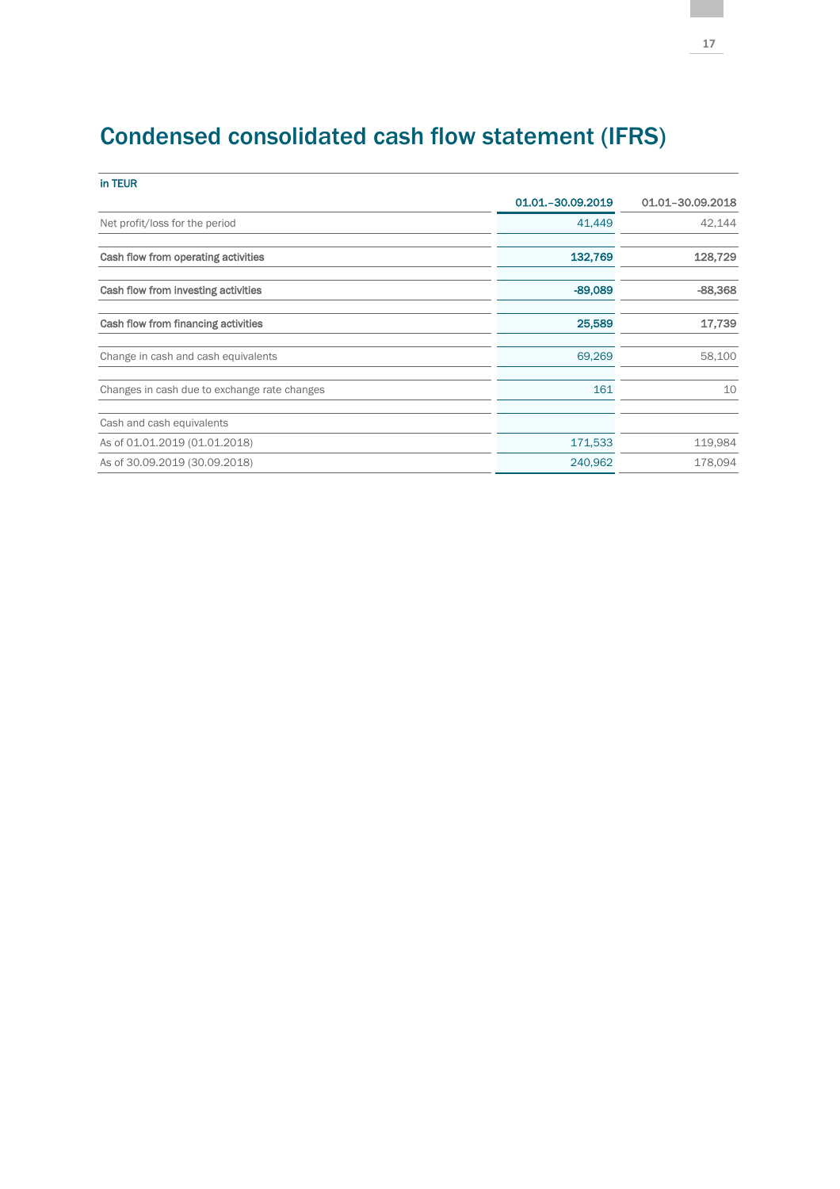# Condensed consolidated cash flow statement (IFRS)

| in TEUR | 01.01.–30.09.2019 | 01.01–30.09.2018 |
|---|---|---|
| Net profit/loss for the period | 41,449 | 42,144 |
| **Cash flow from operating activities** | **132,769** | **128,729** |
| **Cash flow from investing activities** | **-89,089** | **-88,368** |
| **Cash flow from financing activities** | **25,589** | **17,739** |
| Change in cash and cash equivalents | 69,269 | 58,100 |
| Changes in cash due to exchange rate changes | 161 | 10 |
| Cash and cash equivalents | | |
| As of 01.01.2019 (01.01.2018) | 171,533 | 119,984 |
| As of 30.09.2019 (30.09.2018) | 240,962 | 178,094 |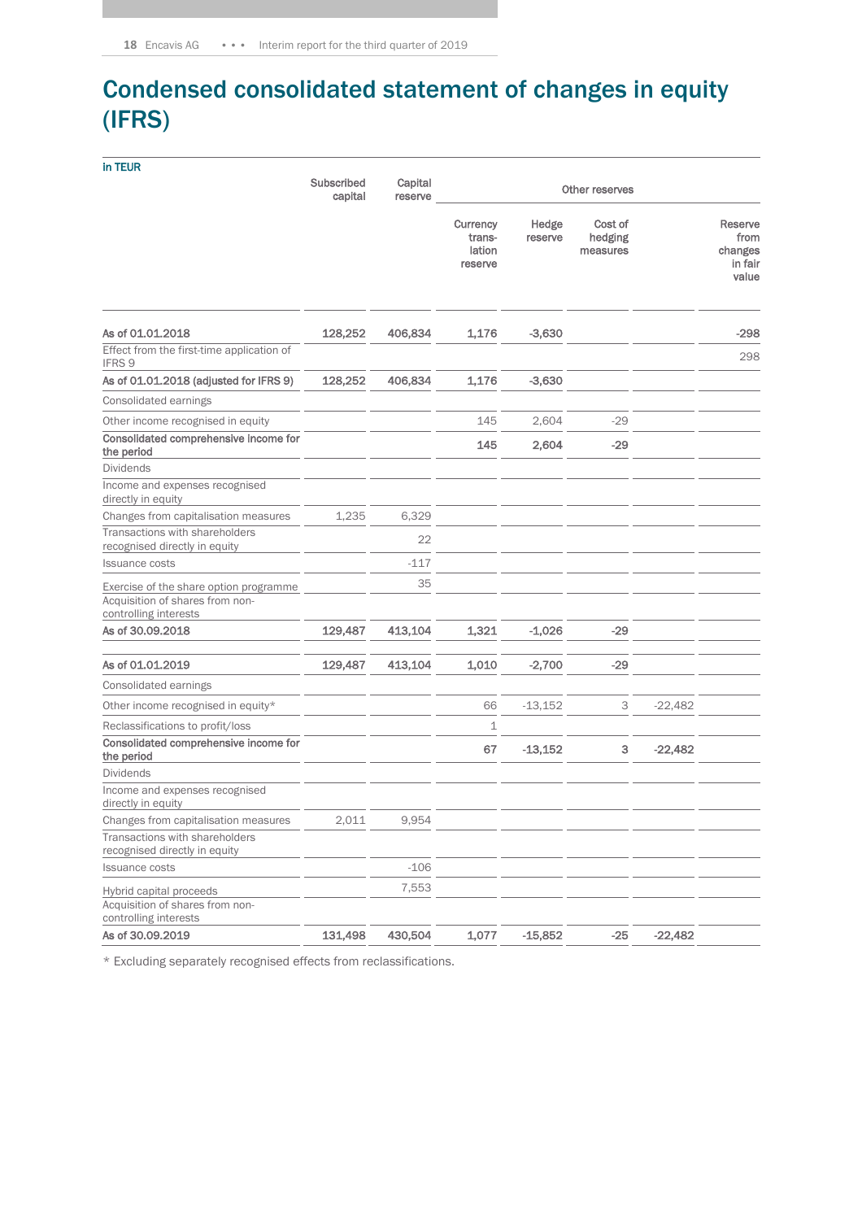# Condensed consolidated statement of changes in equity (IFRS)

| in TEUR | Subscribed capital | Capital reserve | Other reserves | | | | |
|---|---|---|---|---|---|---|---|
| | | | Currency translation reserve | Hedge reserve | Cost of hedging measures | | Reserve from changes in fair value |
| **As of 01.01.2018** | **128,252** | **406,834** | **1,176** | **-3,630** | | | **-298** |
| Effect from the first-time application of IFRS 9 | | | | | | | 298 |
| **As of 01.01.2018 (adjusted for IFRS 9)** | **128,252** | **406,834** | **1,176** | **-3,630** | | | |
| Consolidated earnings | | | | | | | |
| Other income recognised in equity | | | 145 | 2,604 | -29 | | |
| **Consolidated comprehensive income for the period** | | | **145** | **2,604** | **-29** | | |
| Dividends | | | | | | | |
| Income and expenses recognised directly in equity | | | | | | | |
| Changes from capitalisation measures | 1,235 | 6,329 | | | | | |
| Transactions with shareholders recognised directly in equity | | 22 | | | | | |
| Issuance costs | | -117 | | | | | |
| Exercise of the share option programme | | 35 | | | | | |
| Acquisition of shares from non-controlling interests | | | | | | | |
| **As of 30.09.2018** | **129,487** | **413,104** | **1,321** | **-1,026** | **-29** | | |
| | | | | | | | |
| **As of 01.01.2019** | **129,487** | **413,104** | **1,010** | **-2,700** | **-29** | | |
| Consolidated earnings | | | | | | | |
| Other income recognised in equity* | | | 66 | -13,152 | 3 | -22,482 | |
| Reclassifications to profit/loss | | | 1 | | | | |
| **Consolidated comprehensive income for the period** | | | **67** | **-13,152** | **3** | **-22,482** | |
| Dividends | | | | | | | |
| Income and expenses recognised directly in equity | | | | | | | |
| Changes from capitalisation measures | 2,011 | 9,954 | | | | | |
| Transactions with shareholders recognised directly in equity | | | | | | | |
| Issuance costs | | -106 | | | | | |
| Hybrid capital proceeds | | 7,553 | | | | | |
| Acquisition of shares from non-controlling interests | | | | | | | |
| **As of 30.09.2019** | **131,498** | **430,504** | **1,077** | **-15,852** | **-25** | **-22,482** | |

* Excluding separately recognised effects from reclassifications.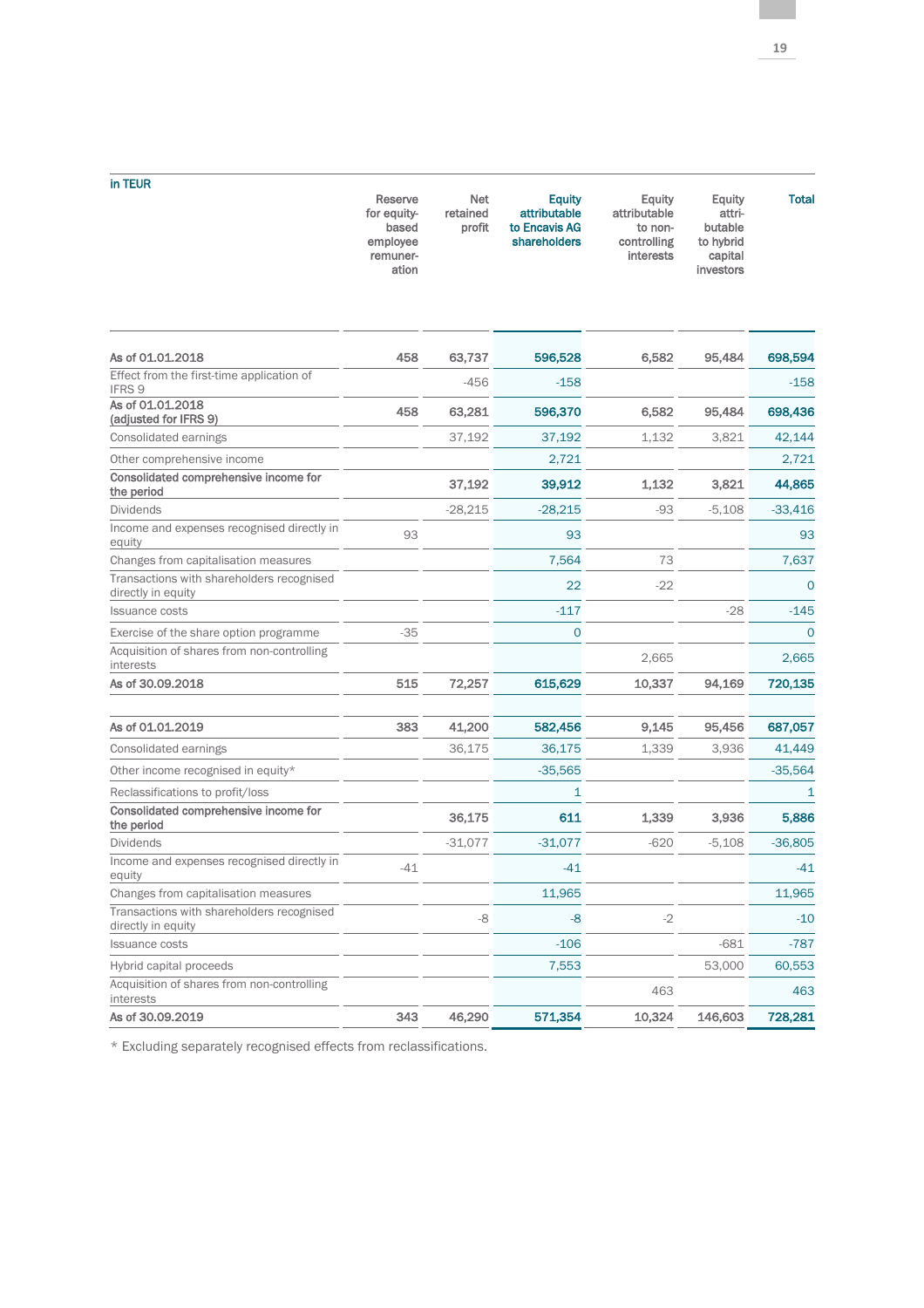| in TEUR | Reserve for equity-based employee remuneration | Net retained profit | Equity attributable to Encavis AG shareholders | Equity attributable to non-controlling interests | Equity attributable to hybrid capital investors | Total |
|---|---|---|---|---|---|---|
| **As of 01.01.2018** | **458** | **63,737** | **596,528** | **6,582** | **95,484** | **698,594** |
| Effect from the first-time application of IFRS 9 | | -456 | -158 | | | -158 |
| **As of 01.01.2018 (adjusted for IFRS 9)** | **458** | **63,281** | **596,370** | **6,582** | **95,484** | **698,436** |
| Consolidated earnings | | 37,192 | 37,192 | 1,132 | 3,821 | 42,144 |
| Other comprehensive income | | | 2,721 | | | 2,721 |
| **Consolidated comprehensive income for the period** | | **37,192** | **39,912** | **1,132** | **3,821** | **44,865** |
| Dividends | | -28,215 | -28,215 | -93 | -5,108 | -33,416 |
| Income and expenses recognised directly in equity | 93 | | 93 | | | 93 |
| Changes from capitalisation measures | | | 7,564 | 73 | | 7,637 |
| Transactions with shareholders recognised directly in equity | | | 22 | -22 | | 0 |
| Issuance costs | | | -117 | | -28 | -145 |
| Exercise of the share option programme | -35 | | 0 | | | 0 |
| Acquisition of shares from non-controlling interests | | | | 2,665 | | 2,665 |
| **As of 30.09.2018** | **515** | **72,257** | **615,629** | **10,337** | **94,169** | **720,135** |
| | | | | | | |
| **As of 01.01.2019** | **383** | **41,200** | **582,456** | **9,145** | **95,456** | **687,057** |
| Consolidated earnings | | 36,175 | 36,175 | 1,339 | 3,936 | 41,449 |
| Other income recognised in equity* | | | -35,565 | | | -35,564 |
| Reclassifications to profit/loss | | | 1 | | | 1 |
| **Consolidated comprehensive income for the period** | | **36,175** | **611** | **1,339** | **3,936** | **5,886** |
| Dividends | | -31,077 | -31,077 | -620 | -5,108 | -36,805 |
| Income and expenses recognised directly in equity | -41 | | -41 | | | -41 |
| Changes from capitalisation measures | | | 11,965 | | | 11,965 |
| Transactions with shareholders recognised directly in equity | | -8 | -8 | -2 | | -10 |
| Issuance costs | | | -106 | | -681 | -787 |
| Hybrid capital proceeds | | | 7,553 | | 53,000 | 60,553 |
| Acquisition of shares from non-controlling interests | | | | 463 | | 463 |
| **As of 30.09.2019** | **343** | **46,290** | **571,354** | **10,324** | **146,603** | **728,281** |

* Excluding separately recognised effects from reclassifications.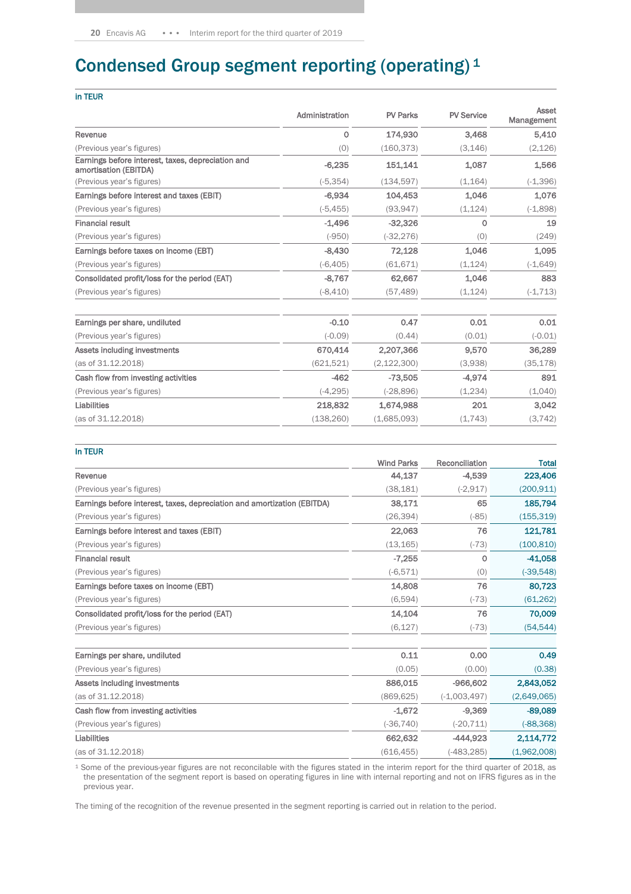# Condensed Group segment reporting (operating)[1]

| in TEUR | Administration | PV Parks | PV Service | Asset Management |
|---|---|---|---|---|
| Revenue | 0 | 174,930 | 3,468 | 5,410 |
| (Previous year's figures) | (0) | (160,373) | (3,146) | (2,126) |
| Earnings before interest, taxes, depreciation and amortisation (EBITDA) | -6,235 | 151,141 | 1,087 | 1,566 |
| (Previous year's figures) | (-5,354) | (134,597) | (1,164) | (-1,396) |
| Earnings before interest and taxes (EBIT) | -6,934 | 104,453 | 1,046 | 1,076 |
| (Previous year's figures) | (-5,455) | (93,947) | (1,124) | (-1,898) |
| Financial result | -1,496 | -32,326 | 0 | 19 |
| (Previous year's figures) | (-950) | (-32,276) | (0) | (249) |
| Earnings before taxes on income (EBT) | -8,430 | 72,128 | 1,046 | 1,095 |
| (Previous year's figures) | (-6,405) | (61,671) | (1,124) | (-1,649) |
| Consolidated profit/loss for the period (EAT) | -8,767 | 62,667 | 1,046 | 883 |
| (Previous year's figures) | (-8,410) | (57,489) | (1,124) | (-1,713) |
| Earnings per share, undiluted | -0.10 | 0.47 | 0.01 | 0.01 |
| (Previous year's figures) | (-0.09) | (0.44) | (0.01) | (-0.01) |
| Assets including investments | 670,414 | 2,207,366 | 9,570 | 36,289 |
| (as of 31.12.2018) | (621,521) | (2,122,300) | (3,938) | (35,178) |
| Cash flow from investing activities | -462 | -73,505 | -4,974 | 891 |
| (Previous year's figures) | (-4,295) | (-28,896) | (1,234) | (1,040) |
| Liabilities | 218,832 | 1,674,988 | 201 | 3,042 |
| (as of 31.12.2018) | (138,260) | (1,685,093) | (1,743) | (3,742) |

| In TEUR | Wind Parks | Reconciliation | Total |
|---|---|---|---|
| Revenue | 44,137 | -4,539 | 223,406 |
| (Previous year's figures) | (38,181) | (-2,917) | (200,911) |
| Earnings before interest, taxes, depreciation and amortization (EBITDA) | 38,171 | 65 | 185,794 |
| (Previous year's figures) | (26,394) | (-85) | (155,319) |
| Earnings before interest and taxes (EBIT) | 22,063 | 76 | 121,781 |
| (Previous year's figures) | (13,165) | (-73) | (100,810) |
| Financial result | -7,255 | 0 | -41,058 |
| (Previous year's figures) | (-6,571) | (0) | (-39,548) |
| Earnings before taxes on income (EBT) | 14,808 | 76 | 80,723 |
| (Previous year's figures) | (6,594) | (-73) | (61,262) |
| Consolidated profit/loss for the period (EAT) | 14,104 | 76 | 70,009 |
| (Previous year's figures) | (6,127) | (-73) | (54,544) |
| Earnings per share, undiluted | 0.11 | 0.00 | 0.49 |
| (Previous year's figures) | (0.05) | (0.00) | (0.38) |
| Assets including investments | 886,015 | -966,602 | 2,843,052 |
| (as of 31.12.2018) | (869,625) | (-1,003,497) | (2,649,065) |
| Cash flow from investing activities | -1,672 | -9,369 | -89,089 |
| (Previous year's figures) | (-36,740) | (-20,711) | (-88,368) |
| Liabilities | 662,632 | -444,923 | 2,114,772 |
| (as of 31.12.2018) | (616,455) | (-483,285) | (1,962,008) |

[1] Some of the previous-year figures are not reconcilable with the figures stated in the interim report for the third quarter of 2018, as the presentation of the segment report is based on operating figures in line with internal reporting and not on IFRS figures as in the previous year.

The timing of the recognition of the revenue presented in the segment reporting is carried out in relation to the period.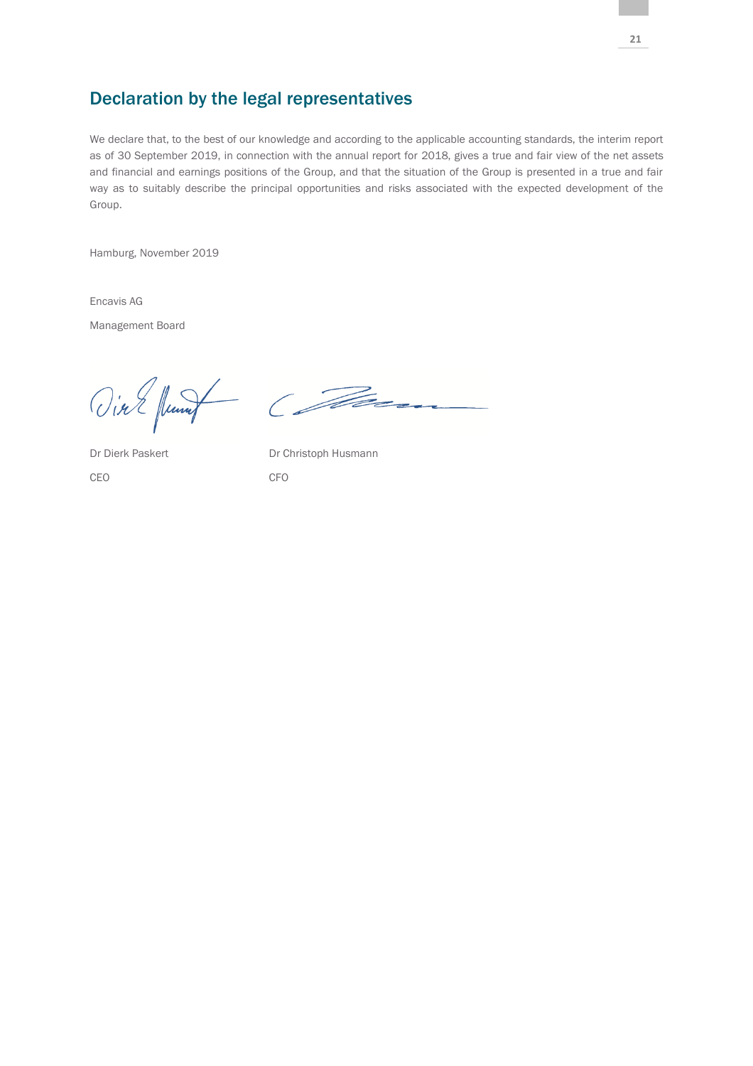## Declaration by the legal representatives

We declare that, to the best of our knowledge and according to the applicable accounting standards, the interim report as of 30 September 2019, in connection with the annual report for 2018, gives a true and fair view of the net assets and financial and earnings positions of the Group, and that the situation of the Group is presented in a true and fair way as to suitably describe the principal opportunities and risks associated with the expected development of the Group.

Hamburg, November 2019

Encavis AG

Management Board

| | |
|---|---|
| Dr Dierk Paskert | Dr Christoph Husmann |
| CEO | CFO |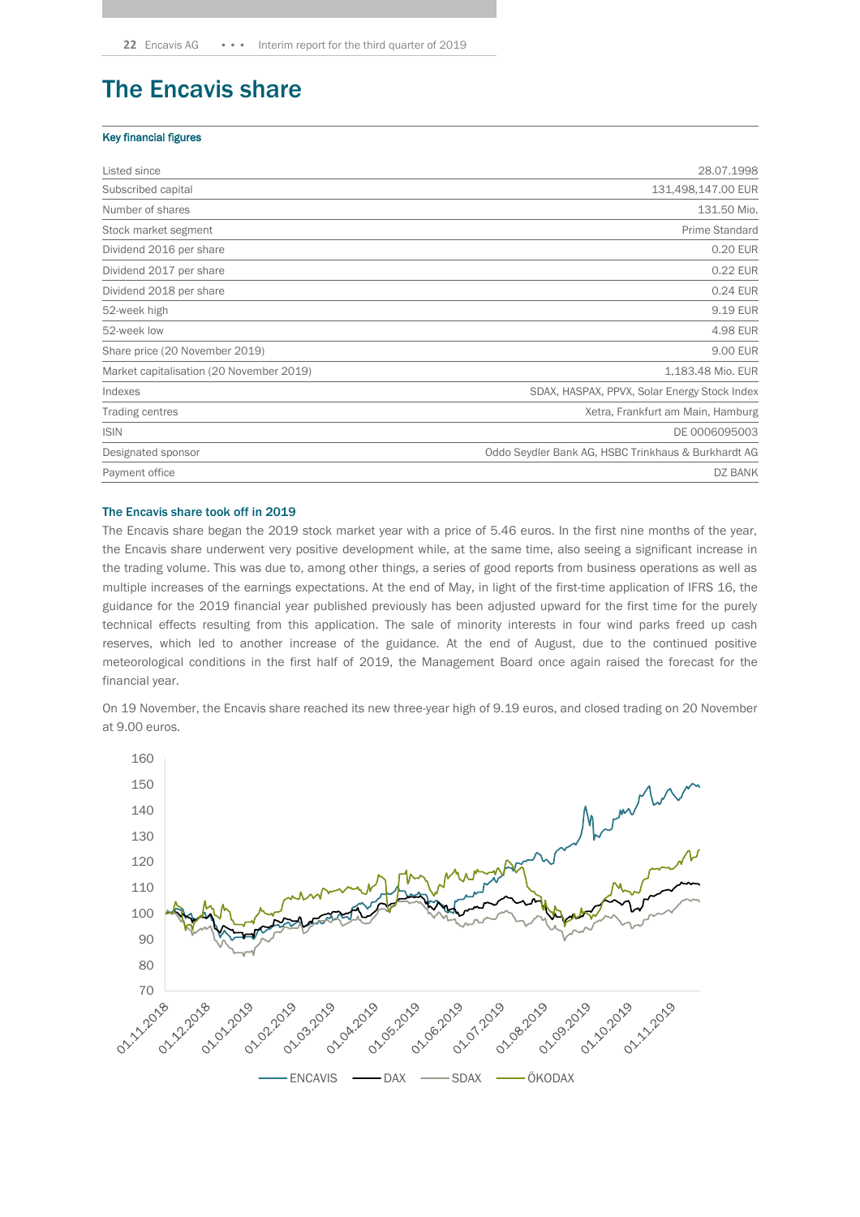# The Encavis share

**Key financial figures**

| | |
|---|---|
| Listed since | 28.07.1998 |
| Subscribed capital | 131,498,147.00 EUR |
| Number of shares | 131.50 Mio. |
| Stock market segment | Prime Standard |
| Dividend 2016 per share | 0.20 EUR |
| Dividend 2017 per share | 0.22 EUR |
| Dividend 2018 per share | 0.24 EUR |
| 52-week high | 9.19 EUR |
| 52-week low | 4.98 EUR |
| Share price (20 November 2019) | 9.00 EUR |
| Market capitalisation (20 November 2019) | 1,183.48 Mio. EUR |
| Indexes | SDAX, HASPAX, PPVX, Solar Energy Stock Index |
| Trading centres | Xetra, Frankfurt am Main, Hamburg |
| ISIN | DE 0006095003 |
| Designated sponsor | Oddo Seydler Bank AG, HSBC Trinkhaus & Burkhardt AG |
| Payment office | DZ BANK |

### The Encavis share took off in 2019

The Encavis share began the 2019 stock market year with a price of 5.46 euros. In the first nine months of the year, the Encavis share underwent very positive development while, at the same time, also seeing a significant increase in the trading volume. This was due to, among other things, a series of good reports from business operations as well as multiple increases of the earnings expectations. At the end of May, in light of the first-time application of IFRS 16, the guidance for the 2019 financial year published previously has been adjusted upward for the first time for the purely technical effects resulting from this application. The sale of minority interests in four wind parks freed up cash reserves, which led to another increase of the guidance. At the end of August, due to the continued positive meteorological conditions in the first half of 2019, the Management Board once again raised the forecast for the financial year.

On 19 November, the Encavis share reached its new three-year high of 9.19 euros, and closed trading on 20 November at 9.00 euros.

160
150
140
130
120
110
100
90
80
70

01.11.2018
01.12.2018
01.01.2019
01.02.2019
01.03.2019
01.04.2019
01.05.2019
01.06.2019
01.07.2019
01.08.2019
01.09.2019
01.10.2019
01.11.2019

ENCAVIS
DAX
SDAX
ÖKODAX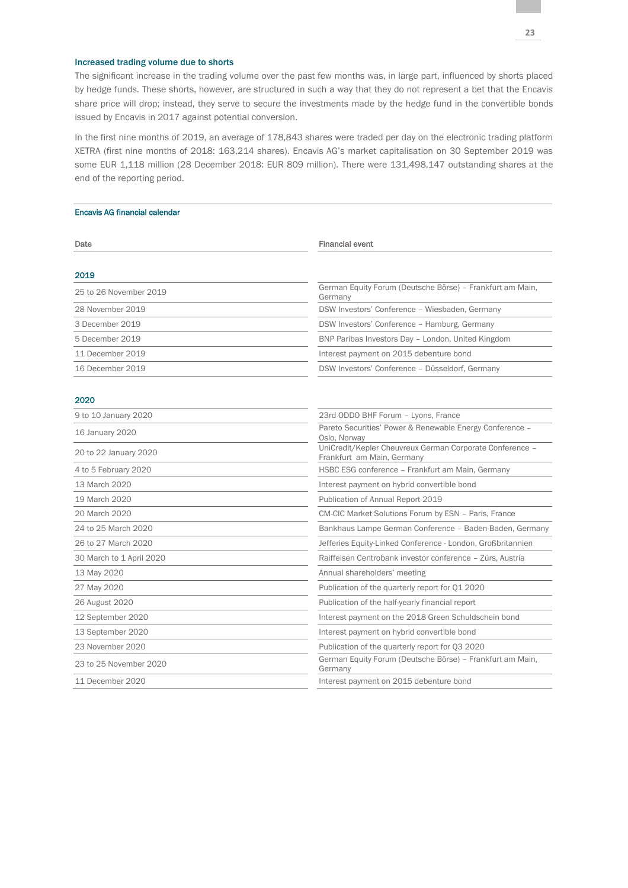### Increased trading volume due to shorts

The significant increase in the trading volume over the past few months was, in large part, influenced by shorts placed by hedge funds. These shorts, however, are structured in such a way that they do not represent a bet that the Encavis share price will drop; instead, they serve to secure the investments made by the hedge fund in the convertible bonds issued by Encavis in 2017 against potential conversion.

In the first nine months of 2019, an average of 178,843 shares were traded per day on the electronic trading platform XETRA (first nine months of 2018: 163,214 shares). Encavis AG's market capitalisation on 30 September 2019 was some EUR 1,118 million (28 December 2018: EUR 809 million). There were 131,498,147 outstanding shares at the end of the reporting period.

### Encavis AG financial calendar

| Date | Financial event |
|---|---|
| **2019** | |
| 25 to 26 November 2019 | German Equity Forum (Deutsche Börse) – Frankfurt am Main, Germany |
| 28 November 2019 | DSW Investors' Conference – Wiesbaden, Germany |
| 3 December 2019 | DSW Investors' Conference – Hamburg, Germany |
| 5 December 2019 | BNP Paribas Investors Day – London, United Kingdom |
| 11 December 2019 | Interest payment on 2015 debenture bond |
| 16 December 2019 | DSW Investors' Conference – Düsseldorf, Germany |
| **2020** | |
| 9 to 10 January 2020 | 23rd ODDO BHF Forum – Lyons, France |
| 16 January 2020 | Pareto Securities' Power & Renewable Energy Conference – Oslo, Norway |
| 20 to 22 January 2020 | UniCredit/Kepler Cheuvreux German Corporate Conference – Frankfurt am Main, Germany |
| 4 to 5 February 2020 | HSBC ESG conference – Frankfurt am Main, Germany |
| 13 March 2020 | Interest payment on hybrid convertible bond |
| 19 March 2020 | Publication of Annual Report 2019 |
| 20 March 2020 | CM-CIC Market Solutions Forum by ESN – Paris, France |
| 24 to 25 March 2020 | Bankhaus Lampe German Conference – Baden-Baden, Germany |
| 26 to 27 March 2020 | Jefferies Equity-Linked Conference - London, Großbritannien |
| 30 March to 1 April 2020 | Raiffeisen Centrobank investor conference – Zürs, Austria |
| 13 May 2020 | Annual shareholders' meeting |
| 27 May 2020 | Publication of the quarterly report for Q1 2020 |
| 26 August 2020 | Publication of the half-yearly financial report |
| 12 September 2020 | Interest payment on the 2018 Green Schuldschein bond |
| 13 September 2020 | Interest payment on hybrid convertible bond |
| 23 November 2020 | Publication of the quarterly report for Q3 2020 |
| 23 to 25 November 2020 | German Equity Forum (Deutsche Börse) – Frankfurt am Main, Germany |
| 11 December 2020 | Interest payment on 2015 debenture bond |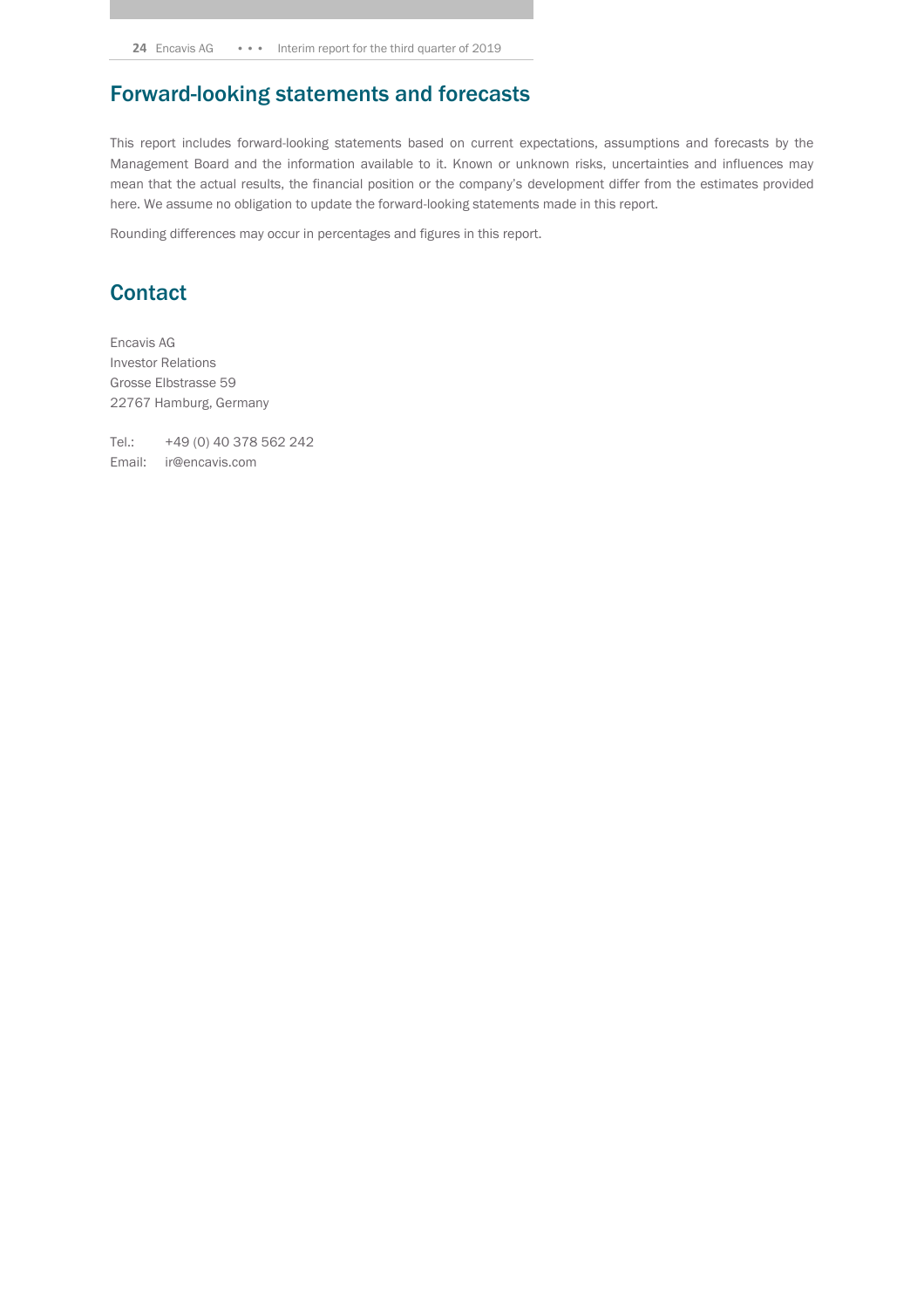## Forward-looking statements and forecasts

This report includes forward-looking statements based on current expectations, assumptions and forecasts by the Management Board and the information available to it. Known or unknown risks, uncertainties and influences may mean that the actual results, the financial position or the company's development differ from the estimates provided here. We assume no obligation to update the forward-looking statements made in this report.

Rounding differences may occur in percentages and figures in this report.

## Contact

Encavis AG
Investor Relations
Grosse Elbstrasse 59
22767 Hamburg, Germany

Tel.: +49 (0) 40 378 562 242
Email: ir@encavis.com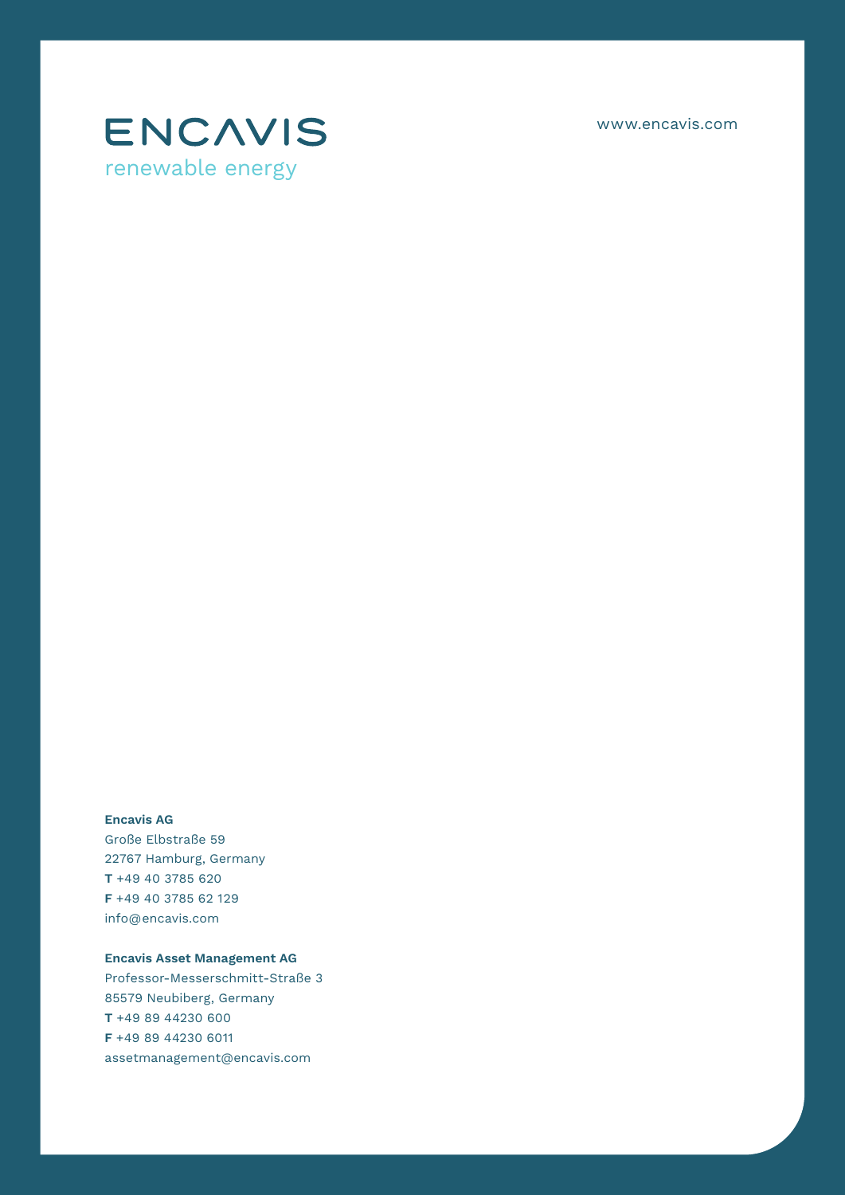ENCAVIS

renewable energy

www.encavis.com

**Encavis AG**
Große Elbstraße 59
22767 Hamburg, Germany
**T** +49 40 3785 620
**F** +49 40 3785 62 129
info@encavis.com

**Encavis Asset Management AG**
Professor-Messerschmitt-Straße 3
85579 Neubiberg, Germany
**T** +49 89 44230 600
**F** +49 89 44230 6011
assetmanagement@encavis.com